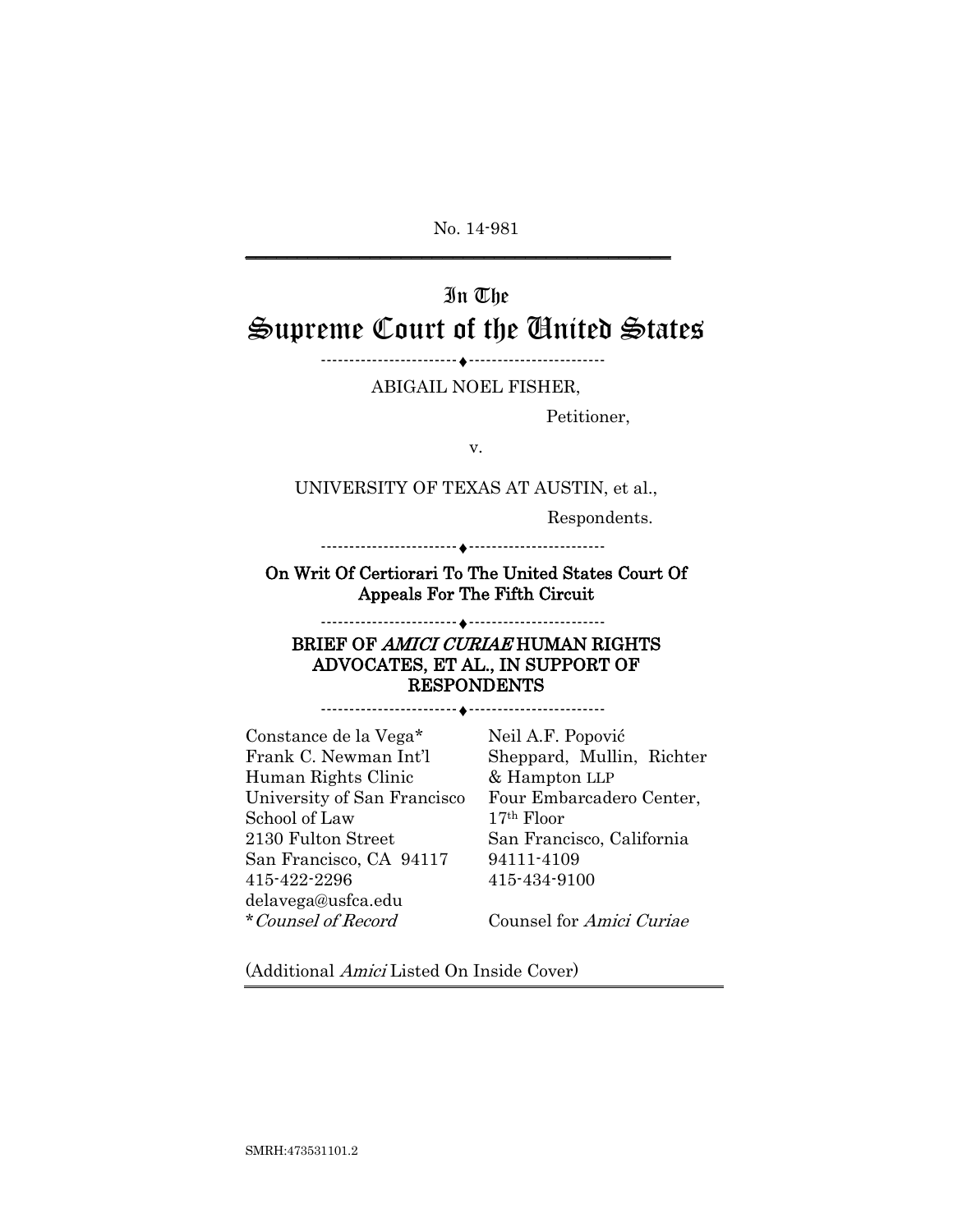No. 14-981

---

# In The
# Supreme Court of the United States

---

ABIGAIL NOEL FISHER,

Petitioner,

v.

UNIVERSITY OF TEXAS AT AUSTIN, et al.,

Respondents.

---

**On Writ Of Certiorari To The United States Court Of Appeals For The Fifth Circuit**

---

**BRIEF OF *AMICI CURIAE* HUMAN RIGHTS ADVOCATES, ET AL., IN SUPPORT OF RESPONDENTS**

---

Constance de la Vega*
Frank C. Newman Int'l Human Rights Clinic
University of San Francisco School of Law
2130 Fulton Street
San Francisco, CA 94117
415-422-2296
delavega@usfca.edu
**Counsel of Record*

Neil A.F. Popović
Sheppard, Mullin, Richter & Hampton LLP
Four Embarcadero Center, 17th Floor
San Francisco, California 94111-4109
415-434-9100

Counsel for *Amici Curiae*

(Additional *Amici* Listed On Inside Cover)

SMRH:473531101.2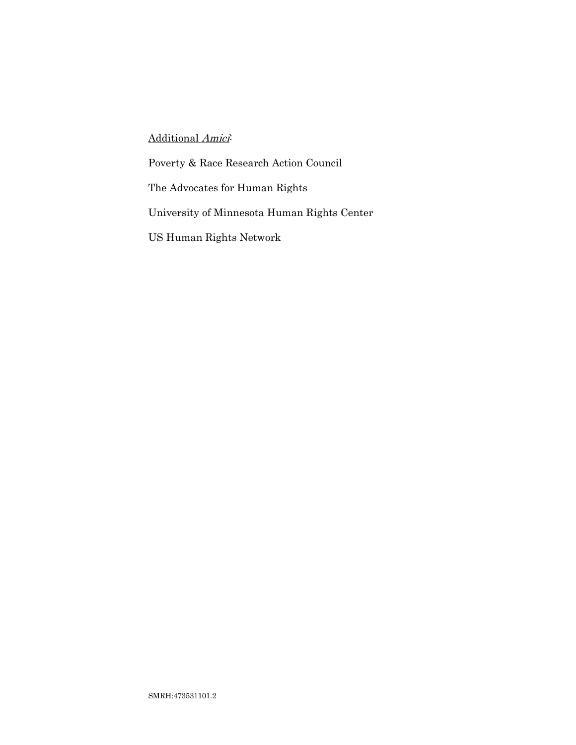<u>Additional *Amici*:</u>

Poverty & Race Research Action Council

The Advocates for Human Rights

University of Minnesota Human Rights Center

US Human Rights Network

SMRH:473531101.2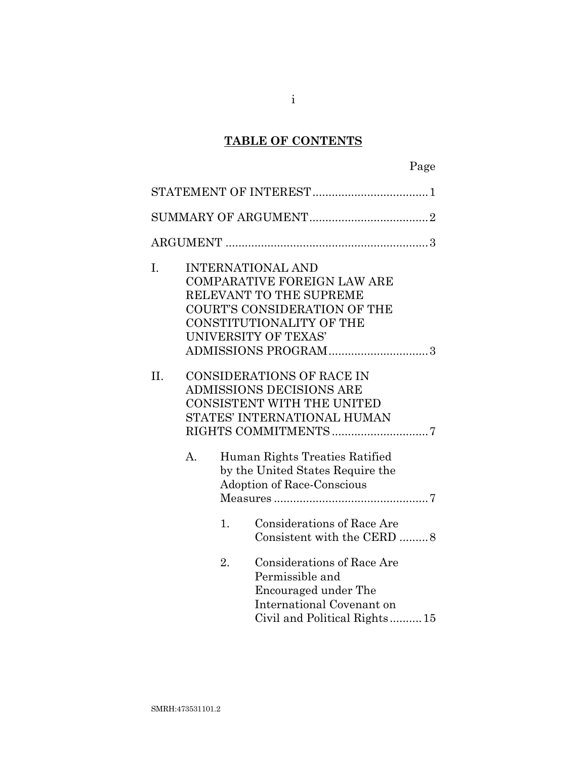## TABLE OF CONTENTS

| | Page |
|---|---|
| STATEMENT OF INTEREST | 1 |
| SUMMARY OF ARGUMENT | 2 |
| ARGUMENT | 3 |
| I. INTERNATIONAL AND COMPARATIVE FOREIGN LAW ARE RELEVANT TO THE SUPREME COURT'S CONSIDERATION OF THE CONSTITUTIONALITY OF THE UNIVERSITY OF TEXAS' ADMISSIONS PROGRAM | 3 |
| II. CONSIDERATIONS OF RACE IN ADMISSIONS DECISIONS ARE CONSISTENT WITH THE UNITED STATES' INTERNATIONAL HUMAN RIGHTS COMMITMENTS | 7 |
| A. Human Rights Treaties Ratified by the United States Require the Adoption of Race-Conscious Measures | 7 |
| 1. Considerations of Race Are Consistent with the CERD | 8 |
| 2. Considerations of Race Are Permissible and Encouraged under The International Covenant on Civil and Political Rights | 15 |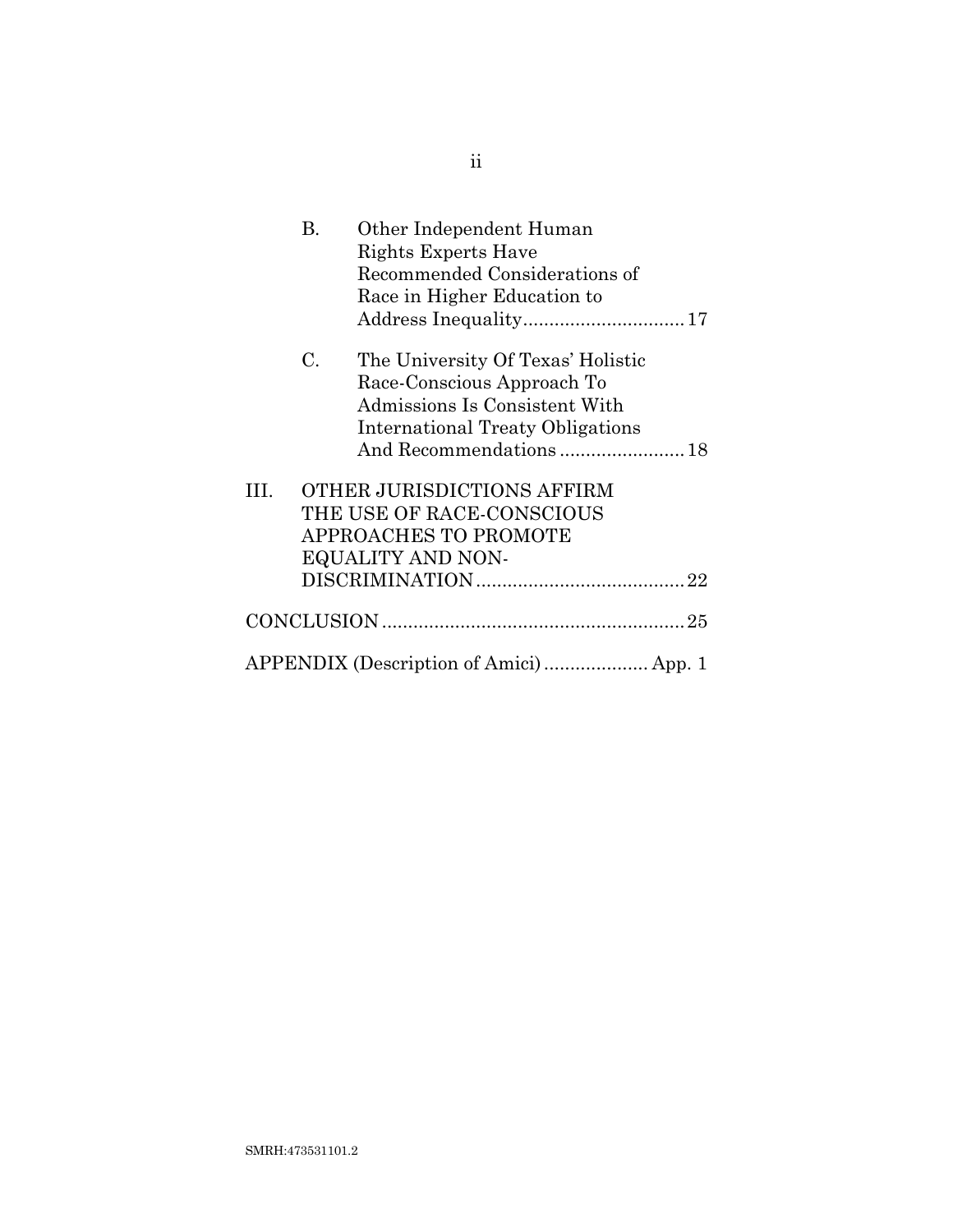B. Other Independent Human Rights Experts Have Recommended Considerations of Race in Higher Education to Address Inequality .............................. 17

C. The University Of Texas' Holistic Race-Conscious Approach To Admissions Is Consistent With International Treaty Obligations And Recommendations ........................ 18

III. OTHER JURISDICTIONS AFFIRM THE USE OF RACE-CONSCIOUS APPROACHES TO PROMOTE EQUALITY AND NON-DISCRIMINATION ....................................... 22

CONCLUSION ......................................................... 25

APPENDIX (Description of Amici) .................... App. 1

SMRH:473531101.2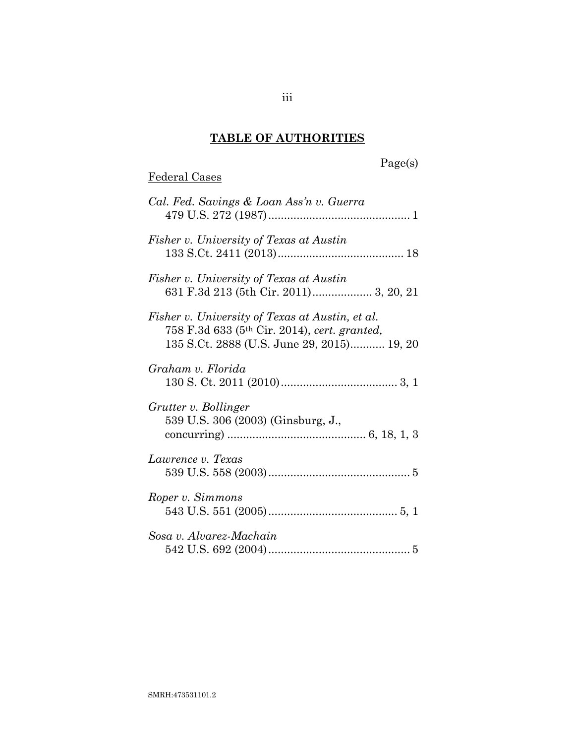# TABLE OF AUTHORITIES

Page(s)

Federal Cases

*Cal. Fed. Savings & Loan Ass'n v. Guerra*
479 U.S. 272 (1987)............................................ 1

*Fisher v. University of Texas at Austin*
133 S.Ct. 2411 (2013)........................................ 18

*Fisher v. University of Texas at Austin*
631 F.3d 213 (5th Cir. 2011).................. 3, 20, 21

*Fisher v. University of Texas at Austin, et al.*
758 F.3d 633 (5th Cir. 2014), *cert. granted,*
135 S.Ct. 2888 (U.S. June 29, 2015)........... 19, 20

*Graham v. Florida*
130 S. Ct. 2011 (2010)..................................... 3, 1

*Grutter v. Bollinger*
539 U.S. 306 (2003) (Ginsburg, J.,
concurring) ........................................... 6, 18, 1, 3

*Lawrence v. Texas*
539 U.S. 558 (2003)............................................ 5

*Roper v. Simmons*
543 U.S. 551 (2005)......................................... 5, 1

*Sosa v. Alvarez-Machain*
542 U.S. 692 (2004)............................................ 5

SMRH:473531101.2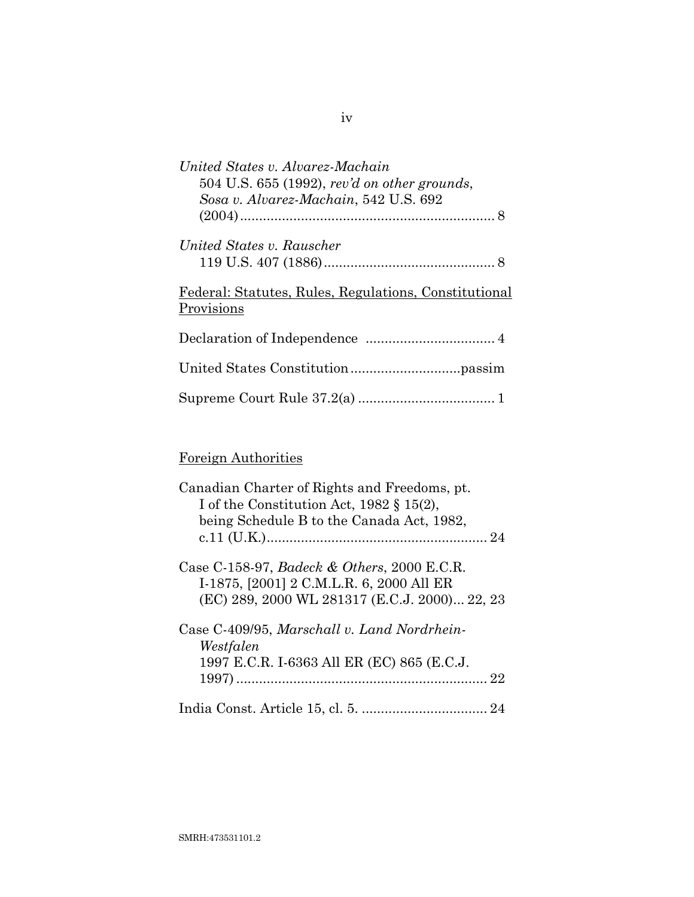*United States v. Alvarez-Machain*
504 U.S. 655 (1992), *rev'd on other grounds*, *Sosa v. Alvarez-Machain*, 542 U.S. 692 (2004) .................................................................... 8

*United States v. Rauscher*
119 U.S. 407 (1886) ............................................. 8

<u>Federal: Statutes, Rules, Regulations, Constitutional Provisions</u>

Declaration of Independence .................................. 4

United States Constitution .............................passim

Supreme Court Rule 37.2(a) .................................... 1

<u>Foreign Authorities</u>

Canadian Charter of Rights and Freedoms, pt. I of the Constitution Act, 1982 § 15(2), being Schedule B to the Canada Act, 1982, c.11 (U.K.) ........................................................... 24

Case C-158-97, *Badeck & Others*, 2000 E.C.R. I-1875, [2001] 2 C.M.L.R. 6, 2000 All ER (EC) 289, 2000 WL 281317 (E.C.J. 2000)... 22, 23

Case C-409/95, *Marschall v. Land Nordrhein-Westfalen*
1997 E.C.R. I-6363 All ER (EC) 865 (E.C.J. 1997) .................................................................. 22

India Const. Article 15, cl. 5. ................................. 24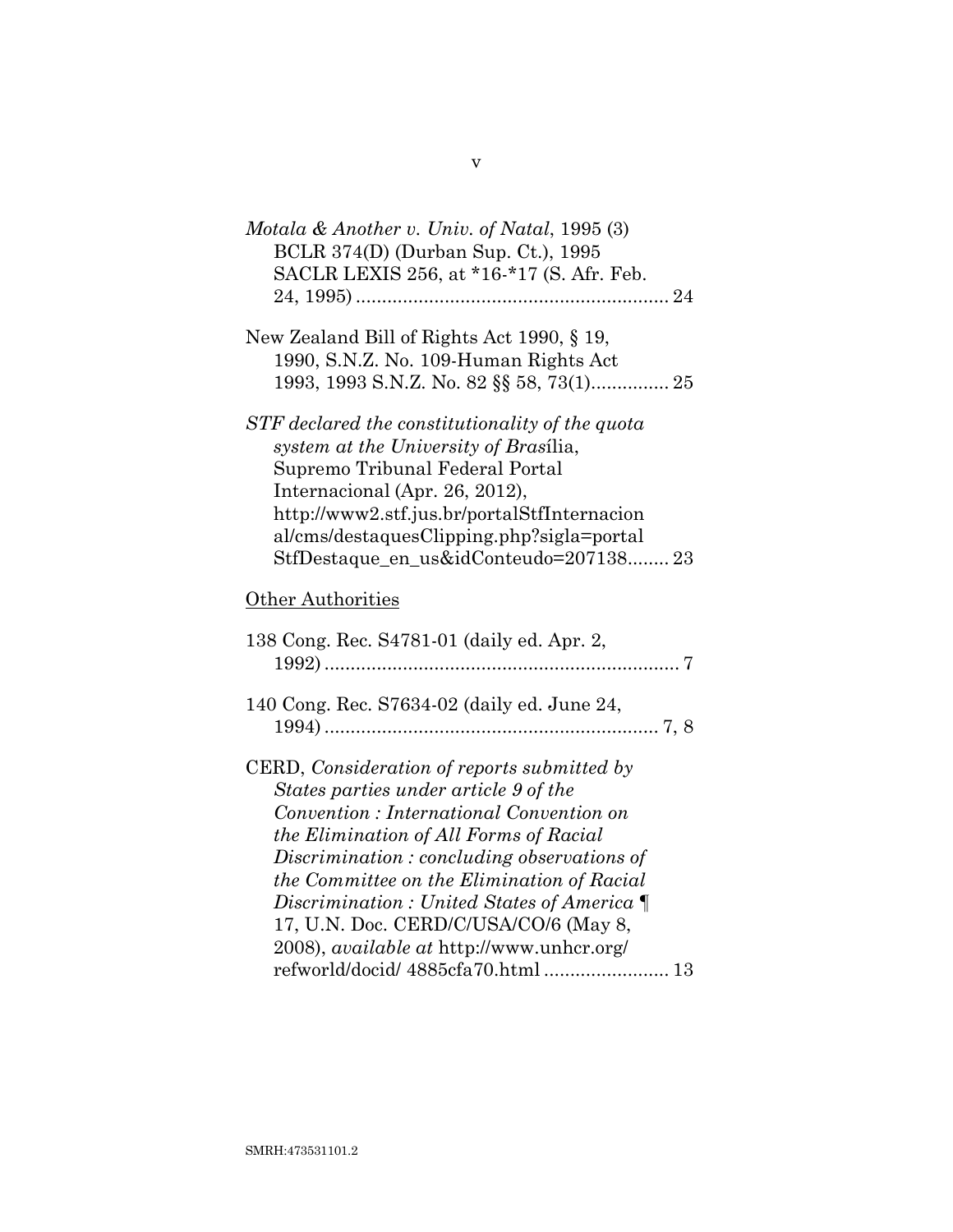*Motala & Another v. Univ. of Natal*, 1995 (3) BCLR 374(D) (Durban Sup. Ct.), 1995 SACLR LEXIS 256, at *16-*17 (S. Afr. Feb. 24, 1995) ............................................................ 24

New Zealand Bill of Rights Act 1990, § 19, 1990, S.N.Z. No. 109-Human Rights Act 1993, 1993 S.N.Z. No. 82 §§ 58, 73(1)............... 25

*STF declared the constitutionality of the quota system at the University of Bras*ília, Supremo Tribunal Federal Portal Internacional (Apr. 26, 2012), http://www2.stf.jus.br/portalStfInternacional/cms/destaquesClipping.php?sigla=portalStfDestaque_en_us&idConteudo=207138........ 23

<u>Other Authorities</u>

138 Cong. Rec. S4781-01 (daily ed. Apr. 2, 1992) .................................................................... 7

140 Cong. Rec. S7634-02 (daily ed. June 24, 1994) ................................................................ 7, 8

CERD, *Consideration of reports submitted by States parties under article 9 of the Convention : International Convention on the Elimination of All Forms of Racial Discrimination : concluding observations of the Committee on the Elimination of Racial Discrimination : United States of America* ¶ 17, U.N. Doc. CERD/C/USA/CO/6 (May 8, 2008), *available at* http://www.unhcr.org/refworld/docid/ 4885cfa70.html ........................ 13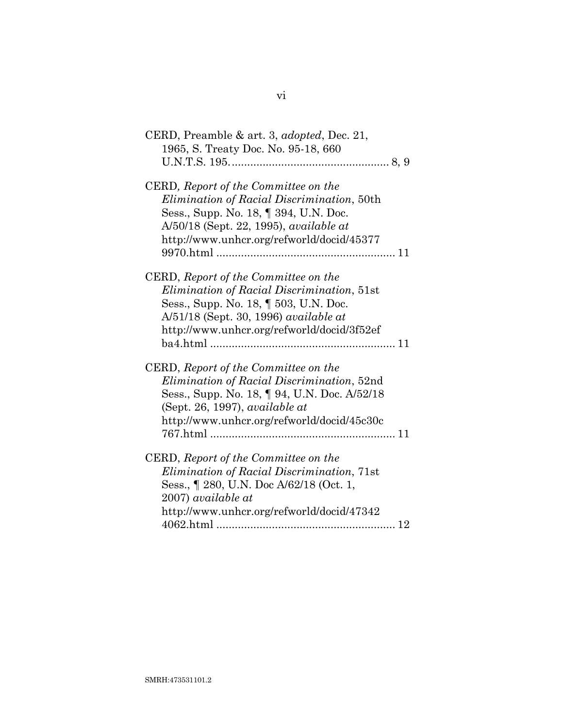CERD, Preamble & art. 3, *adopted*, Dec. 21, 1965, S. Treaty Doc. No. 95-18, 660 U.N.T.S. 195. .................................................... 8, 9

CERD*, Report of the Committee on the Elimination of Racial Discrimination*, 50th Sess., Supp. No. 18, ¶ 394, U.N. Doc. A/50/18 (Sept. 22, 1995), *available at* http://www.unhcr.org/refworld/docid/453779970.html .......................................................... 11

CERD, *Report of the Committee on the Elimination of Racial Discrimination*, 51st Sess., Supp. No. 18, ¶ 503, U.N. Doc. A/51/18 (Sept. 30, 1996) *available at* http://www.unhcr.org/refworld/docid/3f52efba4.html ............................................................ 11

CERD, *Report of the Committee on the Elimination of Racial Discrimination*, 52nd Sess., Supp. No. 18, ¶ 94, U.N. Doc. A/52/18 (Sept. 26, 1997), *available at* http://www.unhcr.org/refworld/docid/45c30c767.html ............................................................ 11

CERD, *Report of the Committee on the Elimination of Racial Discrimination*, 71st Sess., ¶ 280, U.N. Doc A/62/18 (Oct. 1, 2007) *available at* http://www.unhcr.org/refworld/docid/473424062.html .......................................................... 12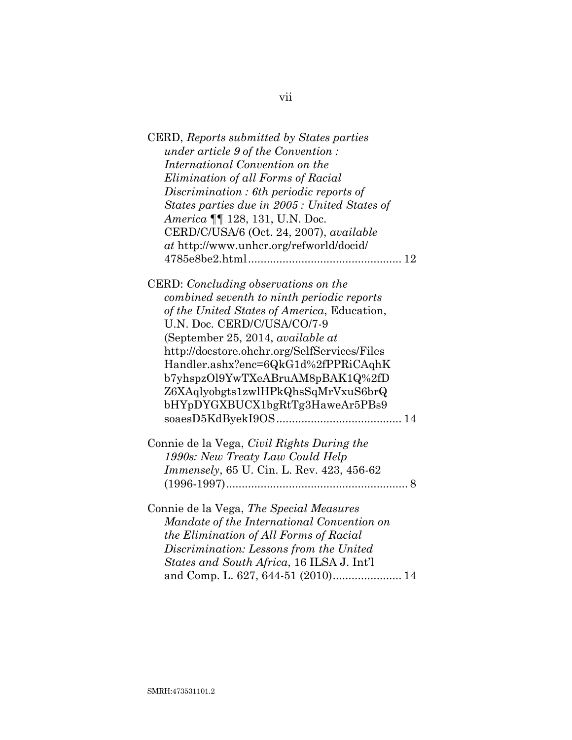CERD, *Reports submitted by States parties under article 9 of the Convention : International Convention on the Elimination of all Forms of Racial Discrimination : 6th periodic reports of States parties due in 2005 : United States of America* ¶¶ 128, 131, U.N. Doc. CERD/C/USA/6 (Oct. 24, 2007), *available at* http://www.unhcr.org/refworld/docid/4785e8be2.html ................................................. 12

CERD: *Concluding observations on the combined seventh to ninth periodic reports of the United States of America*, Education, U.N. Doc. CERD/C/USA/CO/7-9 (September 25, 2014, *available at* http://docstore.ohchr.org/SelfServices/FilesHandler.ashx?enc=6QkG1d%2fPPRiCAqhKb7yhspzOl9YwTXeABruAM8pBAK1Q%2fDZ6XAqlyobgts1zwlHPkQhsSqMrVxuS6brQbHYpDYGXBUCX1bgRtTg3HaweAr5PBs9soaesD5KdByekI9OS ........................................ 14

Connie de la Vega, *Civil Rights During the 1990s: New Treaty Law Could Help Immensely*, 65 U. Cin. L. Rev. 423, 456-62 (1996-1997).......................................................... 8

Connie de la Vega, *The Special Measures Mandate of the International Convention on the Elimination of All Forms of Racial Discrimination: Lessons from the United States and South Africa*, 16 ILSA J. Int'l and Comp. L. 627, 644-51 (2010)...................... 14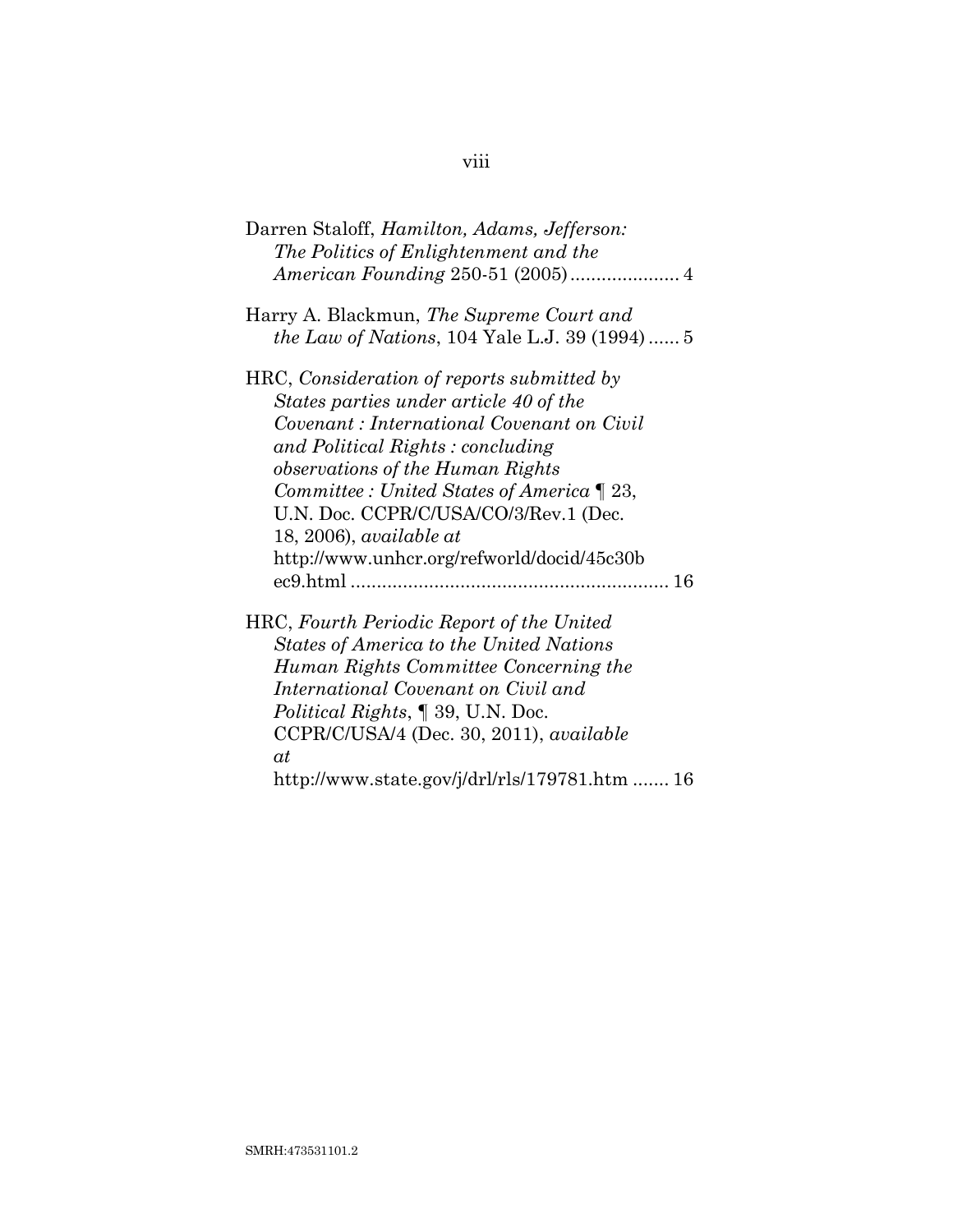Darren Staloff, *Hamilton, Adams, Jefferson: The Politics of Enlightenment and the American Founding* 250-51 (2005) .................... 4

Harry A. Blackmun, *The Supreme Court and the Law of Nations*, 104 Yale L.J. 39 (1994) ...... 5

HRC, *Consideration of reports submitted by States parties under article 40 of the Covenant : International Covenant on Civil and Political Rights : concluding observations of the Human Rights Committee : United States of America* ¶ 23, U.N. Doc. CCPR/C/USA/CO/3/Rev.1 (Dec. 18, 2006), *available at* http://www.unhcr.org/refworld/docid/45c30bec9.html ............................................................ 16

HRC, *Fourth Periodic Report of the United States of America to the United Nations Human Rights Committee Concerning the International Covenant on Civil and Political Rights*, ¶ 39, U.N. Doc. CCPR/C/USA/4 (Dec. 30, 2011), *available at* http://www.state.gov/j/drl/rls/179781.htm ....... 16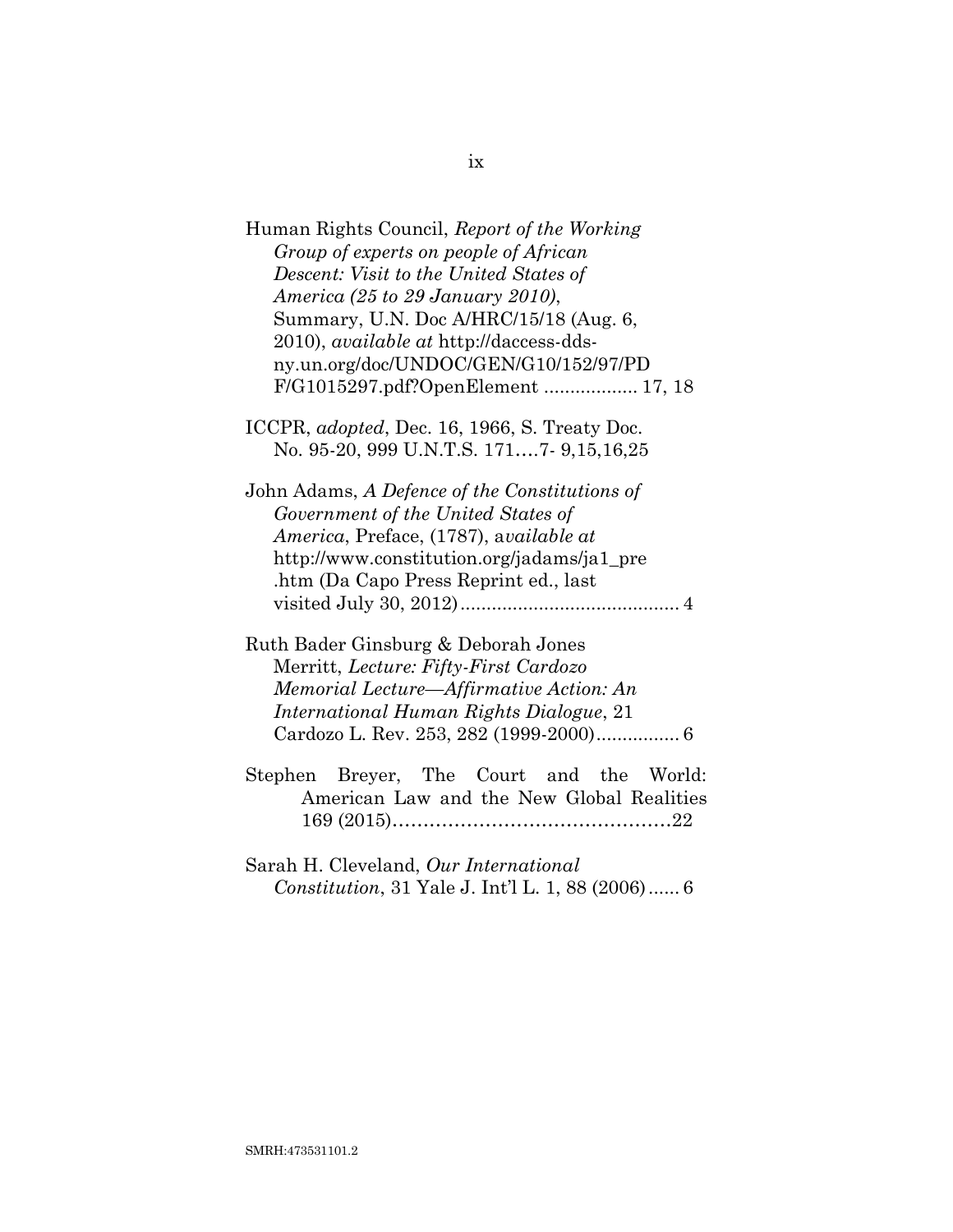Human Rights Council, *Report of the Working Group of experts on people of African Descent: Visit to the United States of America (25 to 29 January 2010)*, Summary, U.N. Doc A/HRC/15/18 (Aug. 6, 2010), *available at* http://daccess-dds-ny.un.org/doc/UNDOC/GEN/G10/152/97/PDF/G1015297.pdf?OpenElement .................. 17, 18

ICCPR, *adopted*, Dec. 16, 1966, S. Treaty Doc. No. 95-20, 999 U.N.T.S. 171….7- 9,15,16,25

John Adams, *A Defence of the Constitutions of Government of the United States of America*, Preface, (1787), a*vailable at* http://www.constitution.org/jadams/ja1_pre.htm (Da Capo Press Reprint ed., last visited July 30, 2012).......................................... 4

Ruth Bader Ginsburg & Deborah Jones Merritt, *Lecture: Fifty-First Cardozo Memorial Lecture—Affirmative Action: An International Human Rights Dialogue*, 21 Cardozo L. Rev. 253, 282 (1999-2000)................ 6

Stephen Breyer, The Court and the World: American Law and the New Global Realities 169 (2015)………………………………………22

Sarah H. Cleveland, *Our International Constitution*, 31 Yale J. Int'l L. 1, 88 (2006)...... 6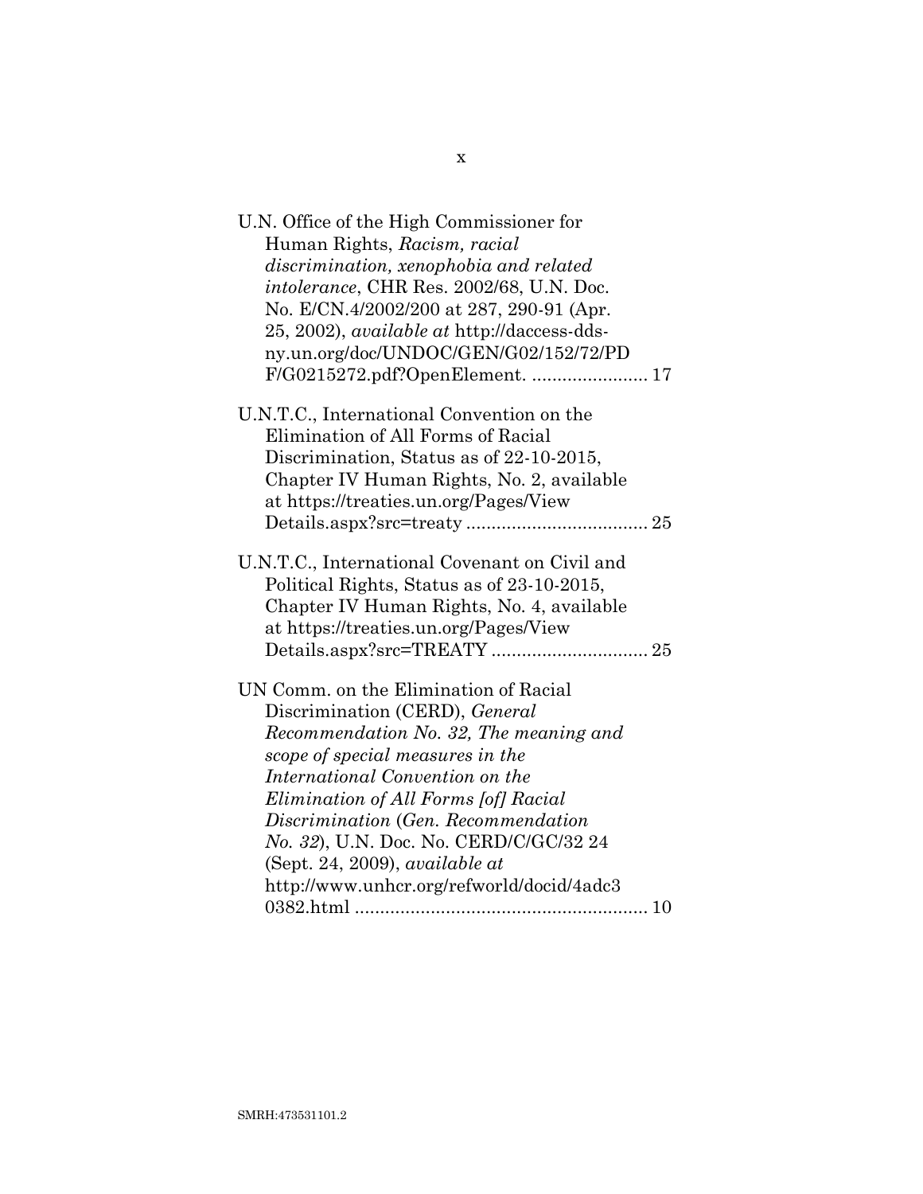U.N. Office of the High Commissioner for Human Rights, *Racism, racial discrimination, xenophobia and related intolerance*, CHR Res. 2002/68, U.N. Doc. No. E/CN.4/2002/200 at 287, 290-91 (Apr. 25, 2002), *available at* http://daccess-dds-ny.un.org/doc/UNDOC/GEN/G02/152/72/PDF/G0215272.pdf?OpenElement. ....................... 17

U.N.T.C., International Convention on the Elimination of All Forms of Racial Discrimination, Status as of 22-10-2015, Chapter IV Human Rights, No. 2, available at https://treaties.un.org/Pages/ViewDetails.aspx?src=treaty .................................... 25

U.N.T.C., International Covenant on Civil and Political Rights, Status as of 23-10-2015, Chapter IV Human Rights, No. 4, available at https://treaties.un.org/Pages/ViewDetails.aspx?src=TREATY ............................... 25

UN Comm. on the Elimination of Racial Discrimination (CERD), *General Recommendation No. 32, The meaning and scope of special measures in the International Convention on the Elimination of All Forms [of] Racial Discrimination* (*Gen. Recommendation No. 32*), U.N. Doc. No. CERD/C/GC/32 24 (Sept. 24, 2009), *available at* http://www.unhcr.org/refworld/docid/4adc30382.html .......................................................... 10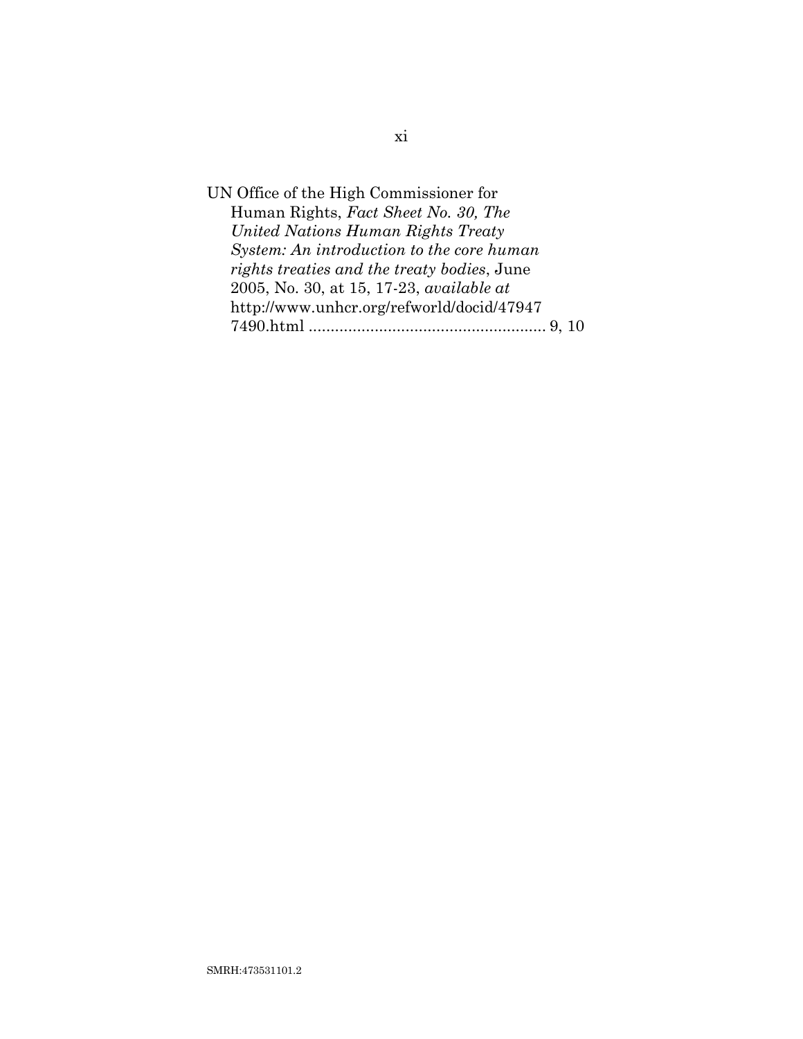UN Office of the High Commissioner for Human Rights, *Fact Sheet No. 30, The United Nations Human Rights Treaty System: An introduction to the core human rights treaties and the treaty bodies*, June 2005, No. 30, at 15, 17-23, *available at* http://www.unhcr.org/refworld/docid/479477490.html ...................................................... 9, 10

SMRH:473531101.2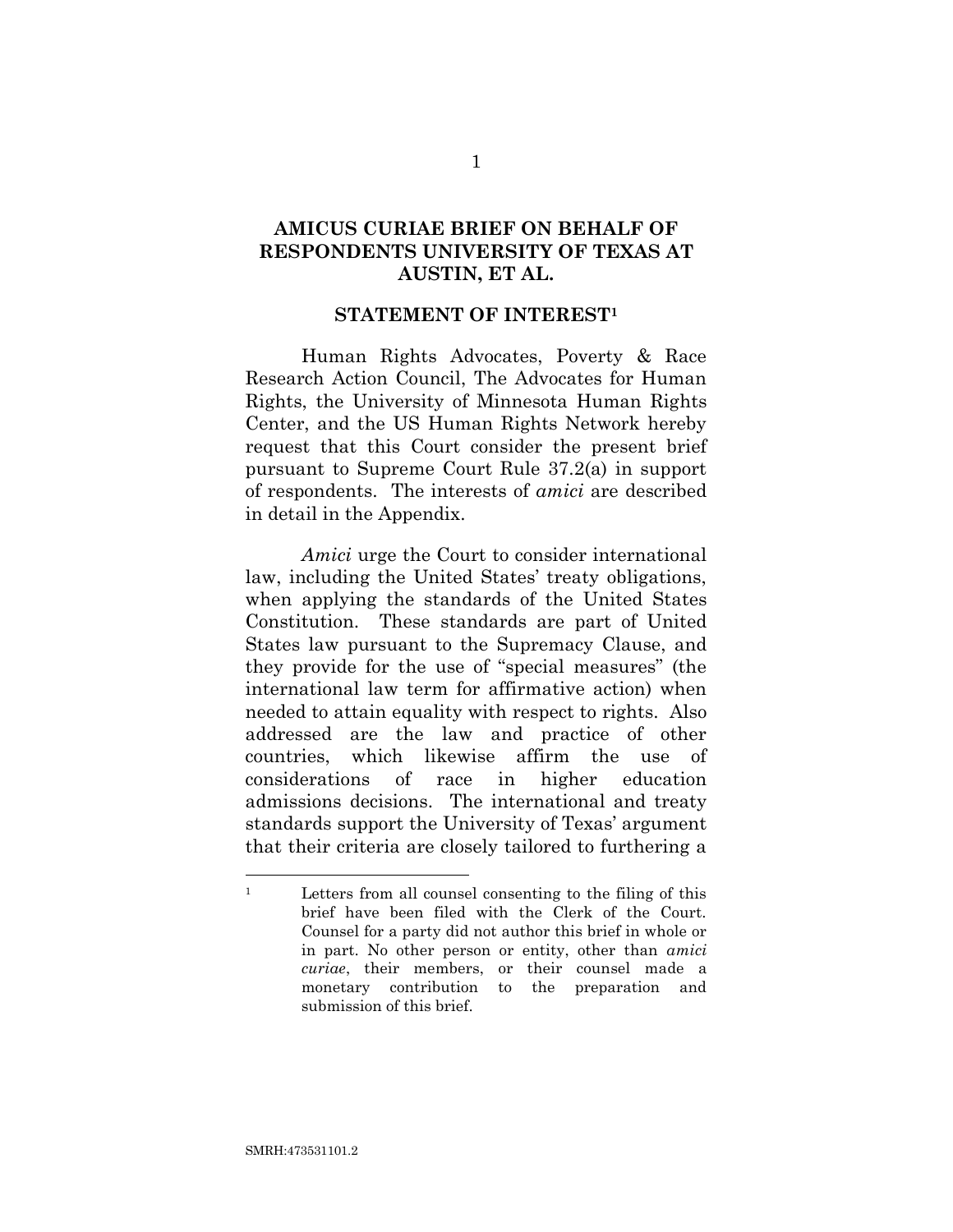## AMICUS CURIAE BRIEF ON BEHALF OF RESPONDENTS UNIVERSITY OF TEXAS AT AUSTIN, ET AL.

### STATEMENT OF INTEREST[1]

Human Rights Advocates, Poverty & Race Research Action Council, The Advocates for Human Rights, the University of Minnesota Human Rights Center, and the US Human Rights Network hereby request that this Court consider the present brief pursuant to Supreme Court Rule 37.2(a) in support of respondents. The interests of *amici* are described in detail in the Appendix.

*Amici* urge the Court to consider international law, including the United States' treaty obligations, when applying the standards of the United States Constitution. These standards are part of United States law pursuant to the Supremacy Clause, and they provide for the use of "special measures" (the international law term for affirmative action) when needed to attain equality with respect to rights. Also addressed are the law and practice of other countries, which likewise affirm the use of considerations of race in higher education admissions decisions. The international and treaty standards support the University of Texas' argument that their criteria are closely tailored to furthering a

---

[1] Letters from all counsel consenting to the filing of this brief have been filed with the Clerk of the Court. Counsel for a party did not author this brief in whole or in part. No other person or entity, other than *amici curiae*, their members, or their counsel made a monetary contribution to the preparation and submission of this brief.

SMRH:473531101.2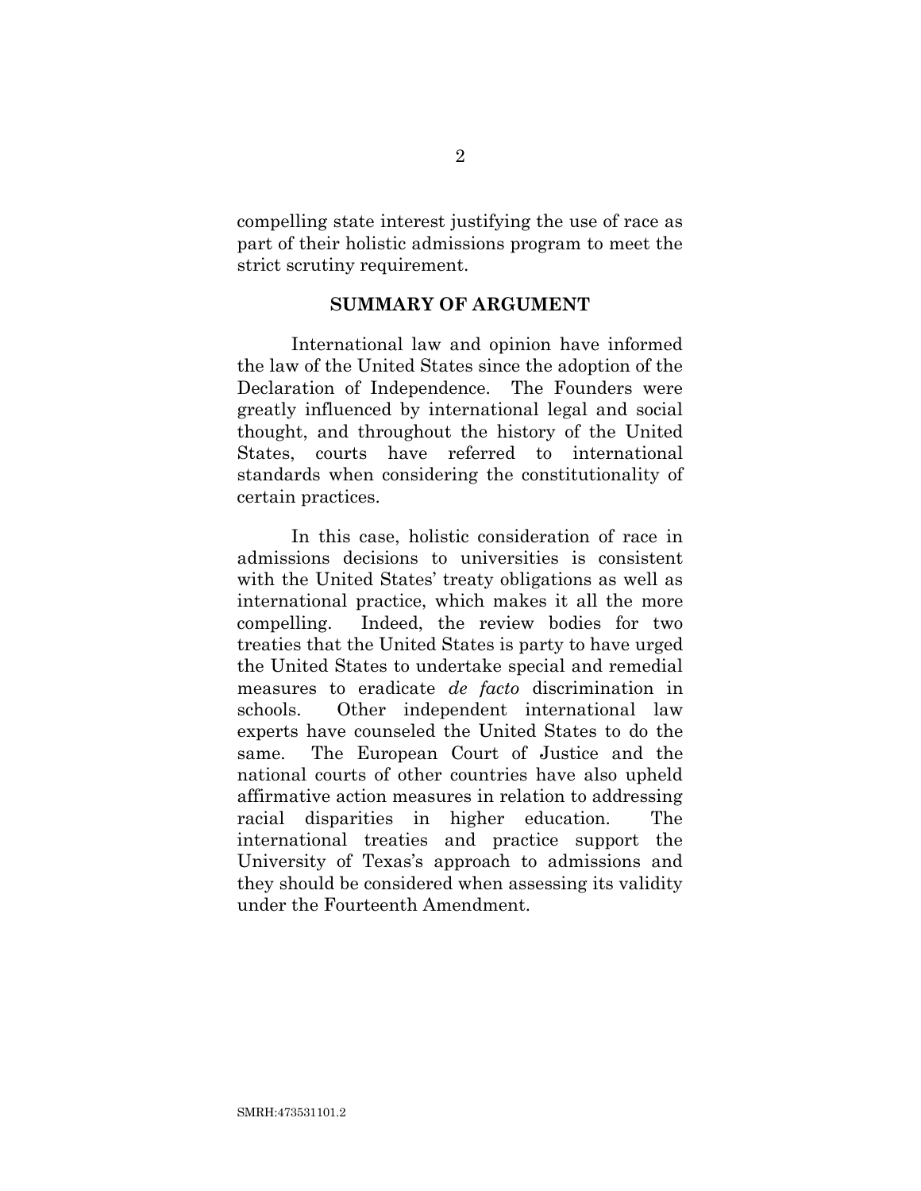compelling state interest justifying the use of race as part of their holistic admissions program to meet the strict scrutiny requirement.

## SUMMARY OF ARGUMENT

International law and opinion have informed the law of the United States since the adoption of the Declaration of Independence. The Founders were greatly influenced by international legal and social thought, and throughout the history of the United States, courts have referred to international standards when considering the constitutionality of certain practices.

In this case, holistic consideration of race in admissions decisions to universities is consistent with the United States' treaty obligations as well as international practice, which makes it all the more compelling. Indeed, the review bodies for two treaties that the United States is party to have urged the United States to undertake special and remedial measures to eradicate *de facto* discrimination in schools. Other independent international law experts have counseled the United States to do the same. The European Court of Justice and the national courts of other countries have also upheld affirmative action measures in relation to addressing racial disparities in higher education. The international treaties and practice support the University of Texas's approach to admissions and they should be considered when assessing its validity under the Fourteenth Amendment.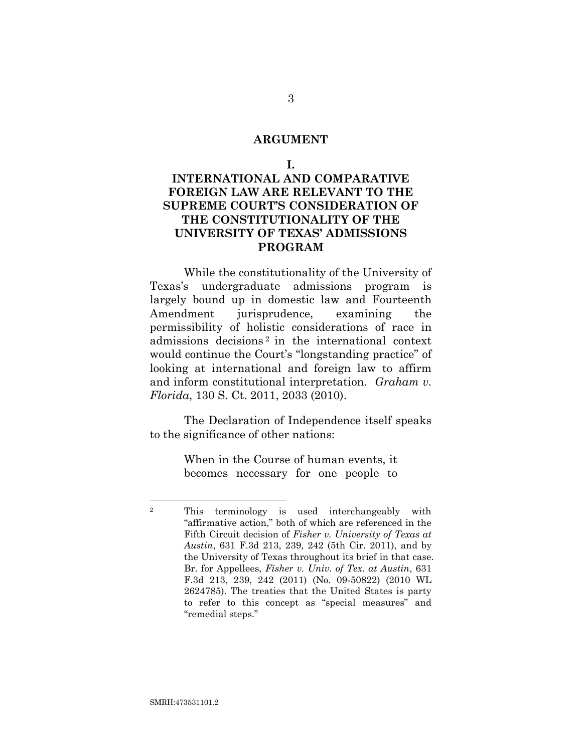# ARGUMENT

## I.
## INTERNATIONAL AND COMPARATIVE FOREIGN LAW ARE RELEVANT TO THE SUPREME COURT'S CONSIDERATION OF THE CONSTITUTIONALITY OF THE UNIVERSITY OF TEXAS' ADMISSIONS PROGRAM

While the constitutionality of the University of Texas's undergraduate admissions program is largely bound up in domestic law and Fourteenth Amendment jurisprudence, examining the permissibility of holistic considerations of race in admissions decisions[2] in the international context would continue the Court's "longstanding practice" of looking at international and foreign law to affirm and inform constitutional interpretation. *Graham v. Florida*, 130 S. Ct. 2011, 2033 (2010).

The Declaration of Independence itself speaks to the significance of other nations:

> When in the Course of human events, it becomes necessary for one people to

---

[2] This terminology is used interchangeably with "affirmative action," both of which are referenced in the Fifth Circuit decision of *Fisher v. University of Texas at Austin*, 631 F.3d 213, 239, 242 (5th Cir. 2011), and by the University of Texas throughout its brief in that case. Br. for Appellees, *Fisher v. Univ. of Tex. at Austin*, 631 F.3d 213, 239, 242 (2011) (No. 09-50822) (2010 WL 2624785). The treaties that the United States is party to refer to this concept as "special measures" and "remedial steps."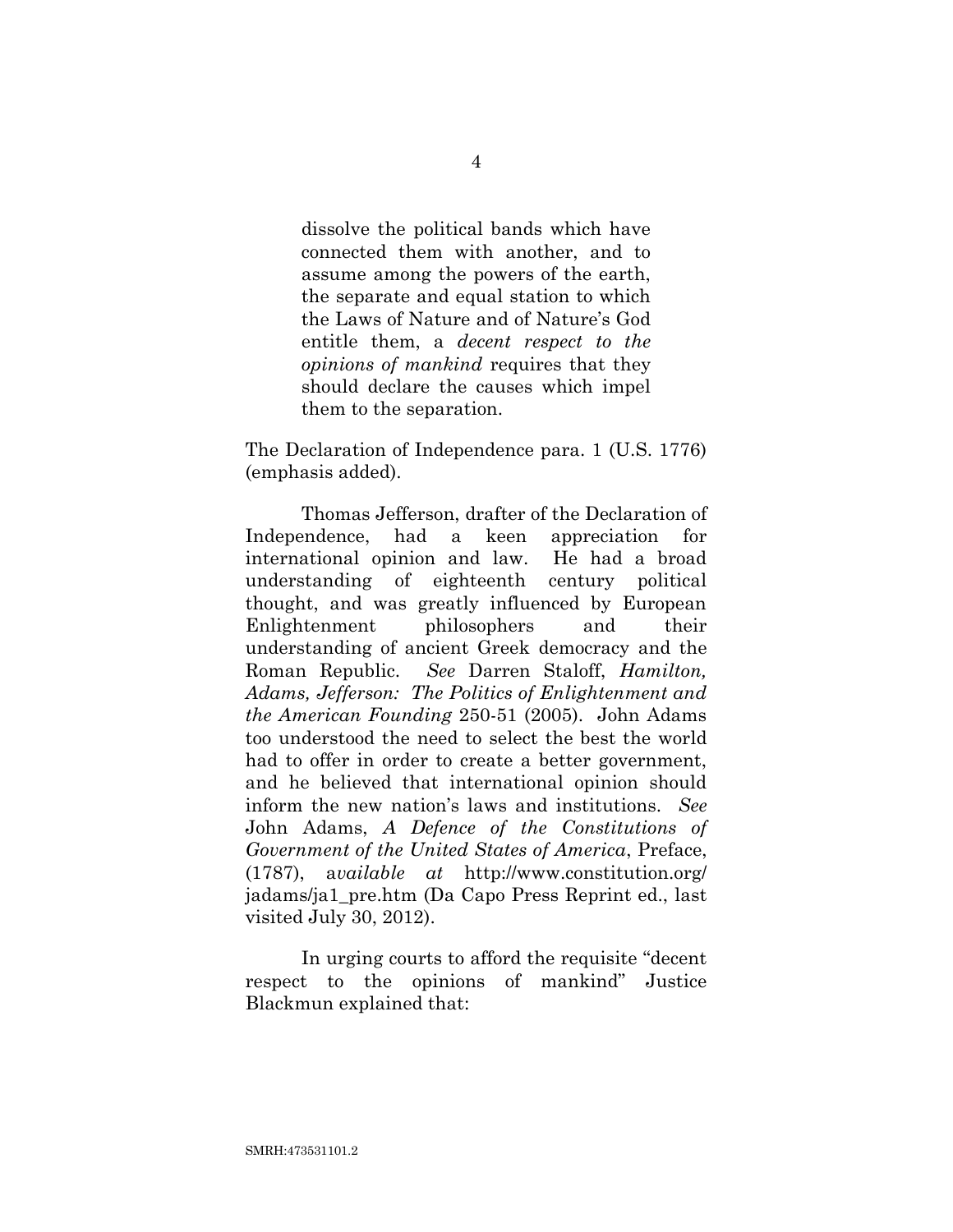> dissolve the political bands which have connected them with another, and to assume among the powers of the earth, the separate and equal station to which the Laws of Nature and of Nature's God entitle them, a *decent respect to the opinions of mankind* requires that they should declare the causes which impel them to the separation.

The Declaration of Independence para. 1 (U.S. 1776) (emphasis added).

Thomas Jefferson, drafter of the Declaration of Independence, had a keen appreciation for international opinion and law. He had a broad understanding of eighteenth century political thought, and was greatly influenced by European Enlightenment philosophers and their understanding of ancient Greek democracy and the Roman Republic. *See* Darren Staloff, *Hamilton, Adams, Jefferson: The Politics of Enlightenment and the American Founding* 250-51 (2005). John Adams too understood the need to select the best the world had to offer in order to create a better government, and he believed that international opinion should inform the new nation's laws and institutions. *See* John Adams, *A Defence of the Constitutions of Government of the United States of America*, Preface, (1787), a*vailable at* http://www.constitution.org/jadams/ja1_pre.htm (Da Capo Press Reprint ed., last visited July 30, 2012).

In urging courts to afford the requisite "decent respect to the opinions of mankind" Justice Blackmun explained that: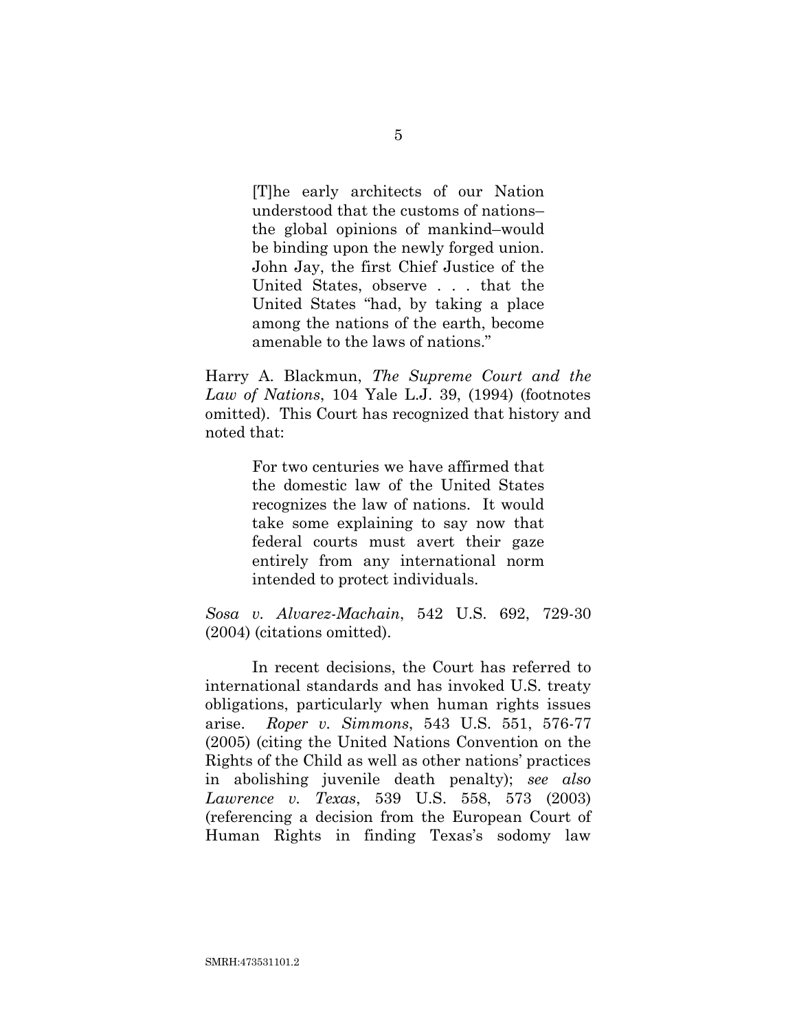> [T]he early architects of our Nation understood that the customs of nations–the global opinions of mankind–would be binding upon the newly forged union. John Jay, the first Chief Justice of the United States, observe . . . that the United States "had, by taking a place among the nations of the earth, become amenable to the laws of nations."

Harry A. Blackmun, *The Supreme Court and the Law of Nations*, 104 Yale L.J. 39, (1994) (footnotes omitted). This Court has recognized that history and noted that:

> For two centuries we have affirmed that the domestic law of the United States recognizes the law of nations. It would take some explaining to say now that federal courts must avert their gaze entirely from any international norm intended to protect individuals.

*Sosa v. Alvarez-Machain*, 542 U.S. 692, 729-30 (2004) (citations omitted).

In recent decisions, the Court has referred to international standards and has invoked U.S. treaty obligations, particularly when human rights issues arise. *Roper v. Simmons*, 543 U.S. 551, 576-77 (2005) (citing the United Nations Convention on the Rights of the Child as well as other nations' practices in abolishing juvenile death penalty); *see also Lawrence v. Texas*, 539 U.S. 558, 573 (2003) (referencing a decision from the European Court of Human Rights in finding Texas's sodomy law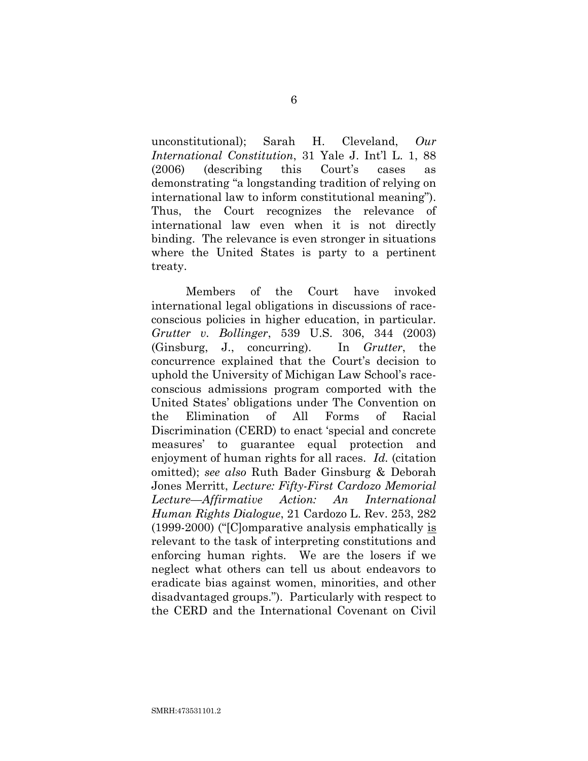unconstitutional); Sarah H. Cleveland, *Our International Constitution*, 31 Yale J. Int'l L. 1, 88 (2006) (describing this Court's cases as demonstrating "a longstanding tradition of relying on international law to inform constitutional meaning"). Thus, the Court recognizes the relevance of international law even when it is not directly binding. The relevance is even stronger in situations where the United States is party to a pertinent treaty.

Members of the Court have invoked international legal obligations in discussions of race-conscious policies in higher education, in particular. *Grutter v. Bollinger*, 539 U.S. 306, 344 (2003) (Ginsburg, J., concurring). In *Grutter*, the concurrence explained that the Court's decision to uphold the University of Michigan Law School's race-conscious admissions program comported with the United States' obligations under The Convention on the Elimination of All Forms of Racial Discrimination (CERD) to enact 'special and concrete measures' to guarantee equal protection and enjoyment of human rights for all races. *Id.* (citation omitted); *see also* Ruth Bader Ginsburg & Deborah Jones Merritt, *Lecture: Fifty-First Cardozo Memorial Lecture—Affirmative Action: An International Human Rights Dialogue*, 21 Cardozo L. Rev. 253, 282 (1999-2000) ("[C]omparative analysis emphatically <u>is</u> relevant to the task of interpreting constitutions and enforcing human rights. We are the losers if we neglect what others can tell us about endeavors to eradicate bias against women, minorities, and other disadvantaged groups."). Particularly with respect to the CERD and the International Covenant on Civil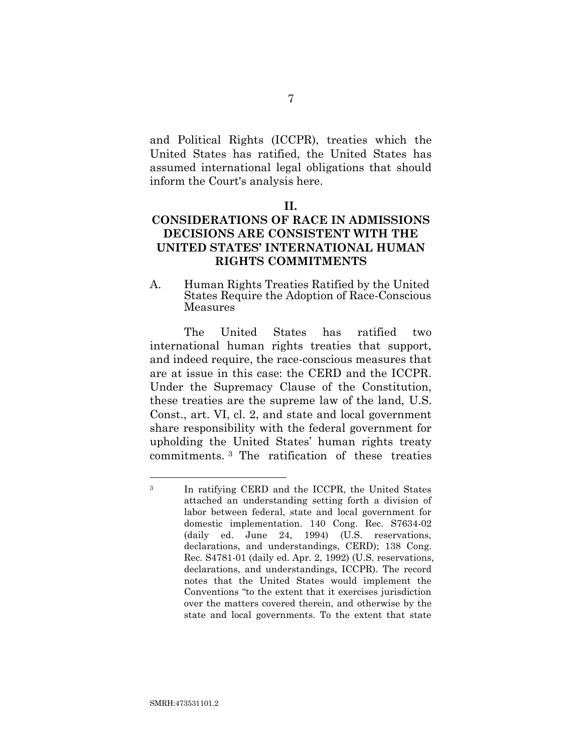and Political Rights (ICCPR), treaties which the United States has ratified, the United States has assumed international legal obligations that should inform the Court's analysis here.

## II.
## CONSIDERATIONS OF RACE IN ADMISSIONS DECISIONS ARE CONSISTENT WITH THE UNITED STATES' INTERNATIONAL HUMAN RIGHTS COMMITMENTS

### A. Human Rights Treaties Ratified by the United States Require the Adoption of Race-Conscious Measures

The United States has ratified two international human rights treaties that support, and indeed require, the race-conscious measures that are at issue in this case: the CERD and the ICCPR. Under the Supremacy Clause of the Constitution, these treaties are the supreme law of the land, U.S. Const., art. VI, cl. 2, and state and local government share responsibility with the federal government for upholding the United States' human rights treaty commitments.[3] The ratification of these treaties

---

[3] In ratifying CERD and the ICCPR, the United States attached an understanding setting forth a division of labor between federal, state and local government for domestic implementation. 140 Cong. Rec. S7634-02 (daily ed. June 24, 1994) (U.S. reservations, declarations, and understandings, CERD); 138 Cong. Rec. S4781-01 (daily ed. Apr. 2, 1992) (U.S. reservations, declarations, and understandings, ICCPR). The record notes that the United States would implement the Conventions "to the extent that it exercises jurisdiction over the matters covered therein, and otherwise by the state and local governments. To the extent that state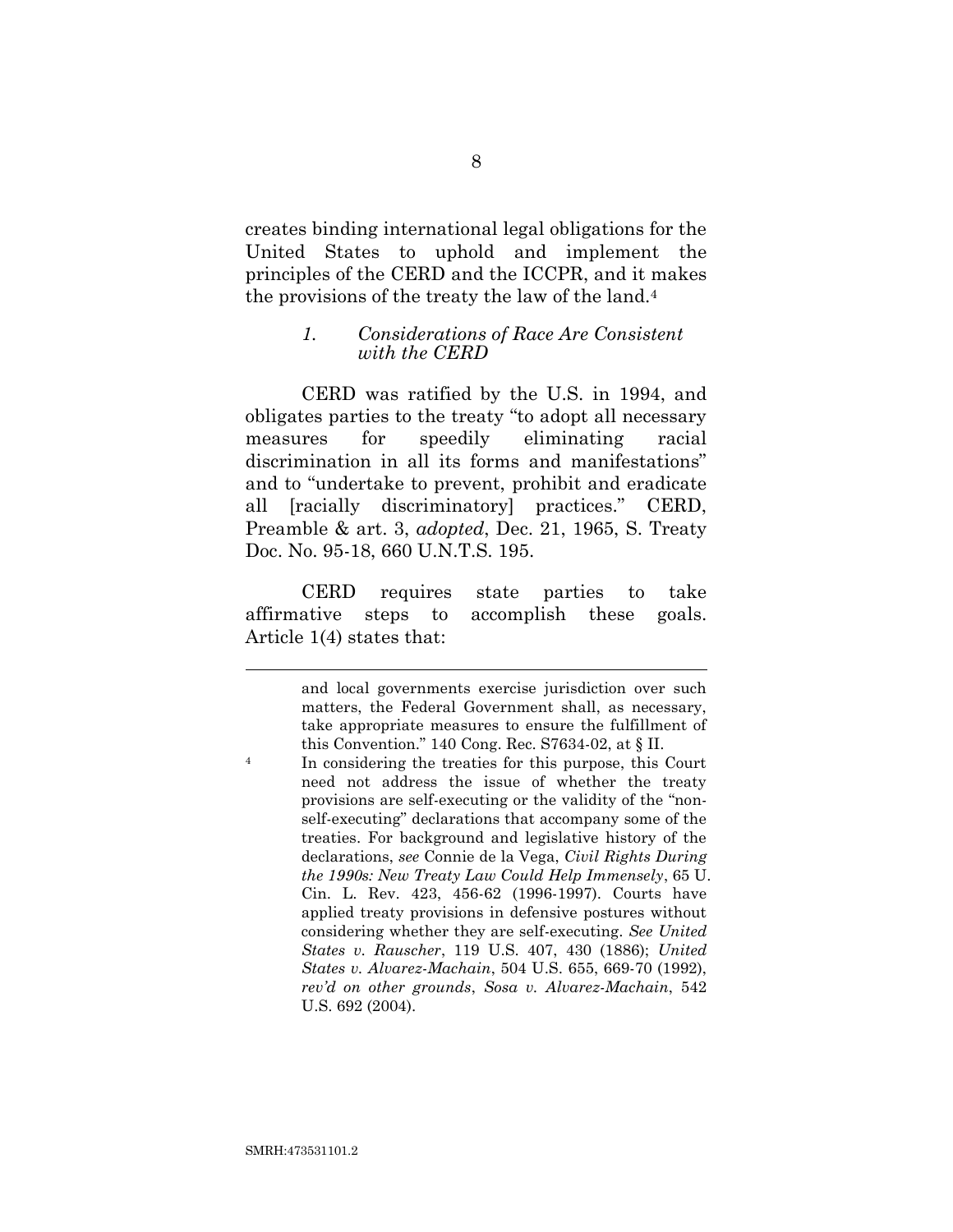creates binding international legal obligations for the United States to uphold and implement the principles of the CERD and the ICCPR, and it makes the provisions of the treaty the law of the land.[4]

### *1. Considerations of Race Are Consistent with the CERD*

CERD was ratified by the U.S. in 1994, and obligates parties to the treaty "to adopt all necessary measures for speedily eliminating racial discrimination in all its forms and manifestations" and to "undertake to prevent, prohibit and eradicate all [racially discriminatory] practices." CERD, Preamble & art. 3, *adopted*, Dec. 21, 1965, S. Treaty Doc. No. 95-18, 660 U.N.T.S. 195.

CERD requires state parties to take affirmative steps to accomplish these goals. Article 1(4) states that:

---

and local governments exercise jurisdiction over such matters, the Federal Government shall, as necessary, take appropriate measures to ensure the fulfillment of this Convention." 140 Cong. Rec. S7634-02, at § II.

[4] In considering the treaties for this purpose, this Court need not address the issue of whether the treaty provisions are self-executing or the validity of the "non-self-executing" declarations that accompany some of the treaties. For background and legislative history of the declarations, *see* Connie de la Vega, *Civil Rights During the 1990s: New Treaty Law Could Help Immensely*, 65 U. Cin. L. Rev. 423, 456-62 (1996-1997). Courts have applied treaty provisions in defensive postures without considering whether they are self-executing. *See United States v. Rauscher*, 119 U.S. 407, 430 (1886); *United States v. Alvarez-Machain*, 504 U.S. 655, 669-70 (1992), *rev'd on other grounds*, *Sosa v. Alvarez-Machain*, 542 U.S. 692 (2004).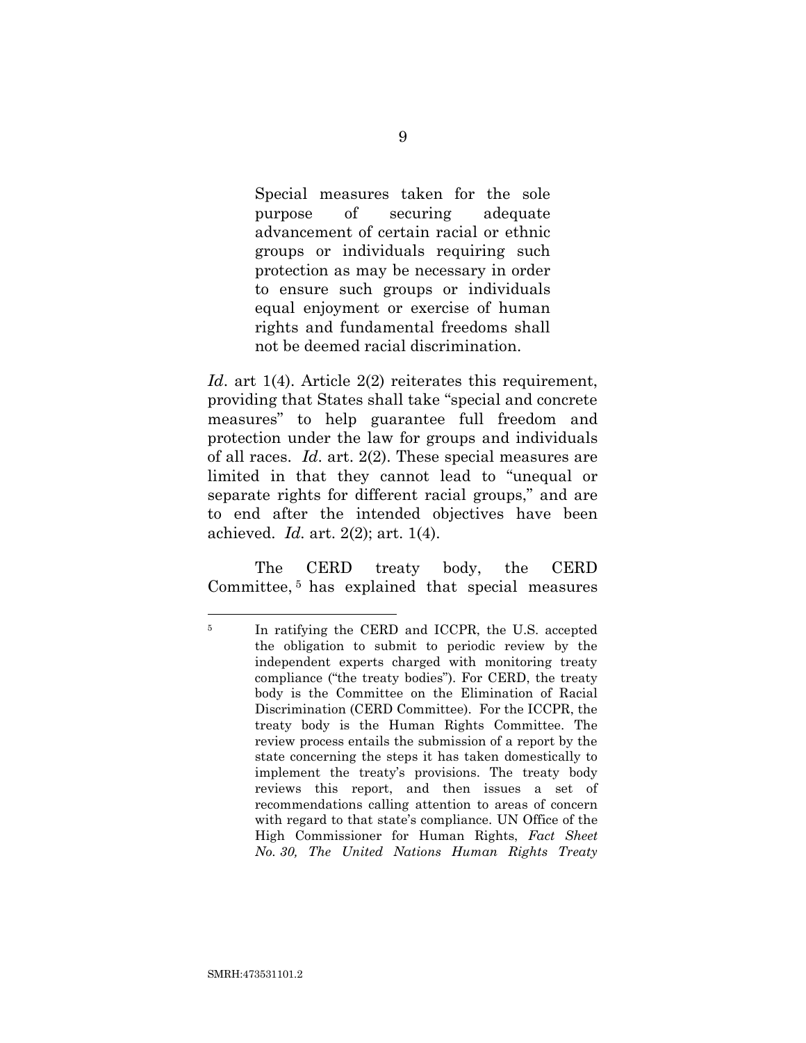> Special measures taken for the sole purpose of securing adequate advancement of certain racial or ethnic groups or individuals requiring such protection as may be necessary in order to ensure such groups or individuals equal enjoyment or exercise of human rights and fundamental freedoms shall not be deemed racial discrimination.

*Id*. art 1(4). Article 2(2) reiterates this requirement, providing that States shall take "special and concrete measures" to help guarantee full freedom and protection under the law for groups and individuals of all races. *Id*. art. 2(2). These special measures are limited in that they cannot lead to "unequal or separate rights for different racial groups," and are to end after the intended objectives have been achieved. *Id*. art. 2(2); art. 1(4).

The CERD treaty body, the CERD Committee,[5] has explained that special measures

---

[5] In ratifying the CERD and ICCPR, the U.S. accepted the obligation to submit to periodic review by the independent experts charged with monitoring treaty compliance ("the treaty bodies"). For CERD, the treaty body is the Committee on the Elimination of Racial Discrimination (CERD Committee). For the ICCPR, the treaty body is the Human Rights Committee. The review process entails the submission of a report by the state concerning the steps it has taken domestically to implement the treaty's provisions. The treaty body reviews this report, and then issues a set of recommendations calling attention to areas of concern with regard to that state's compliance. UN Office of the High Commissioner for Human Rights, *Fact Sheet No. 30, The United Nations Human Rights Treaty*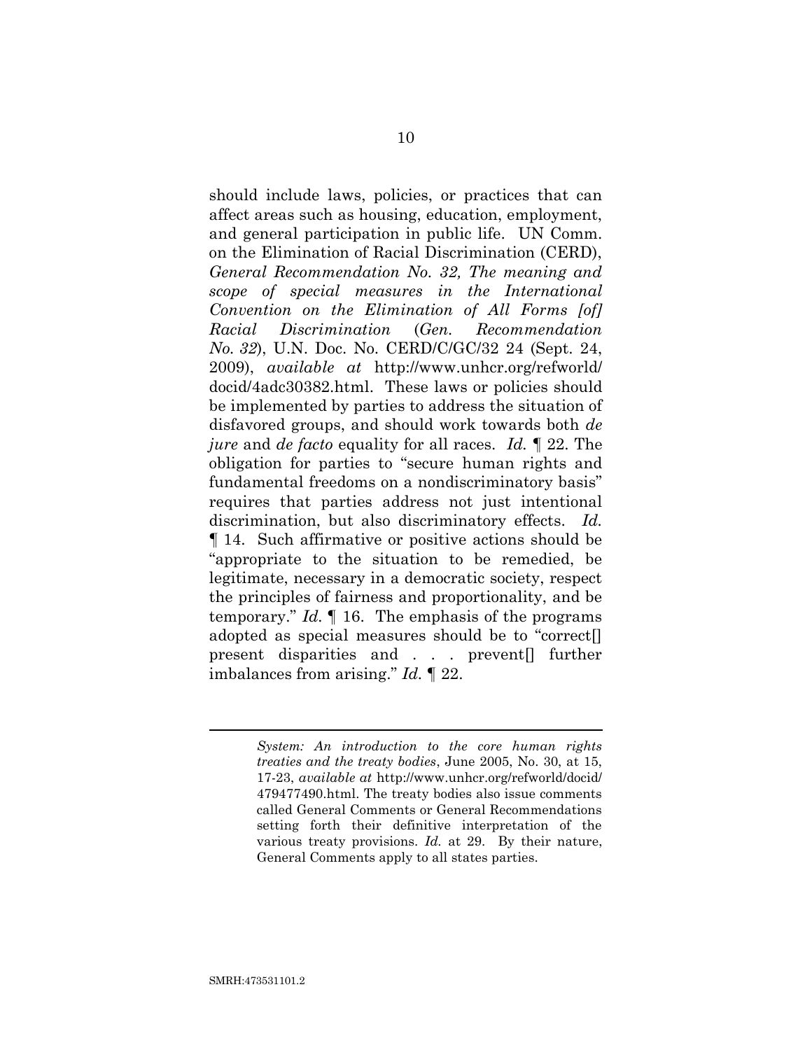should include laws, policies, or practices that can affect areas such as housing, education, employment, and general participation in public life. UN Comm. on the Elimination of Racial Discrimination (CERD), *General Recommendation No. 32, The meaning and scope of special measures in the International Convention on the Elimination of All Forms [of] Racial Discrimination* (*Gen. Recommendation No. 32*), U.N. Doc. No. CERD/C/GC/32 24 (Sept. 24, 2009), *available at* http://www.unhcr.org/refworld/docid/4adc30382.html. These laws or policies should be implemented by parties to address the situation of disfavored groups, and should work towards both *de jure* and *de facto* equality for all races. *Id.* ¶ 22. The obligation for parties to "secure human rights and fundamental freedoms on a nondiscriminatory basis" requires that parties address not just intentional discrimination, but also discriminatory effects. *Id.* ¶ 14. Such affirmative or positive actions should be "appropriate to the situation to be remedied, be legitimate, necessary in a democratic society, respect the principles of fairness and proportionality, and be temporary." *Id.* ¶ 16. The emphasis of the programs adopted as special measures should be to "correct[] present disparities and . . . prevent[] further imbalances from arising." *Id.* ¶ 22.

---

*System: An introduction to the core human rights treaties and the treaty bodies*, June 2005, No. 30, at 15, 17-23, *available at* http://www.unhcr.org/refworld/docid/479477490.html. The treaty bodies also issue comments called General Comments or General Recommendations setting forth their definitive interpretation of the various treaty provisions. *Id.* at 29. By their nature, General Comments apply to all states parties.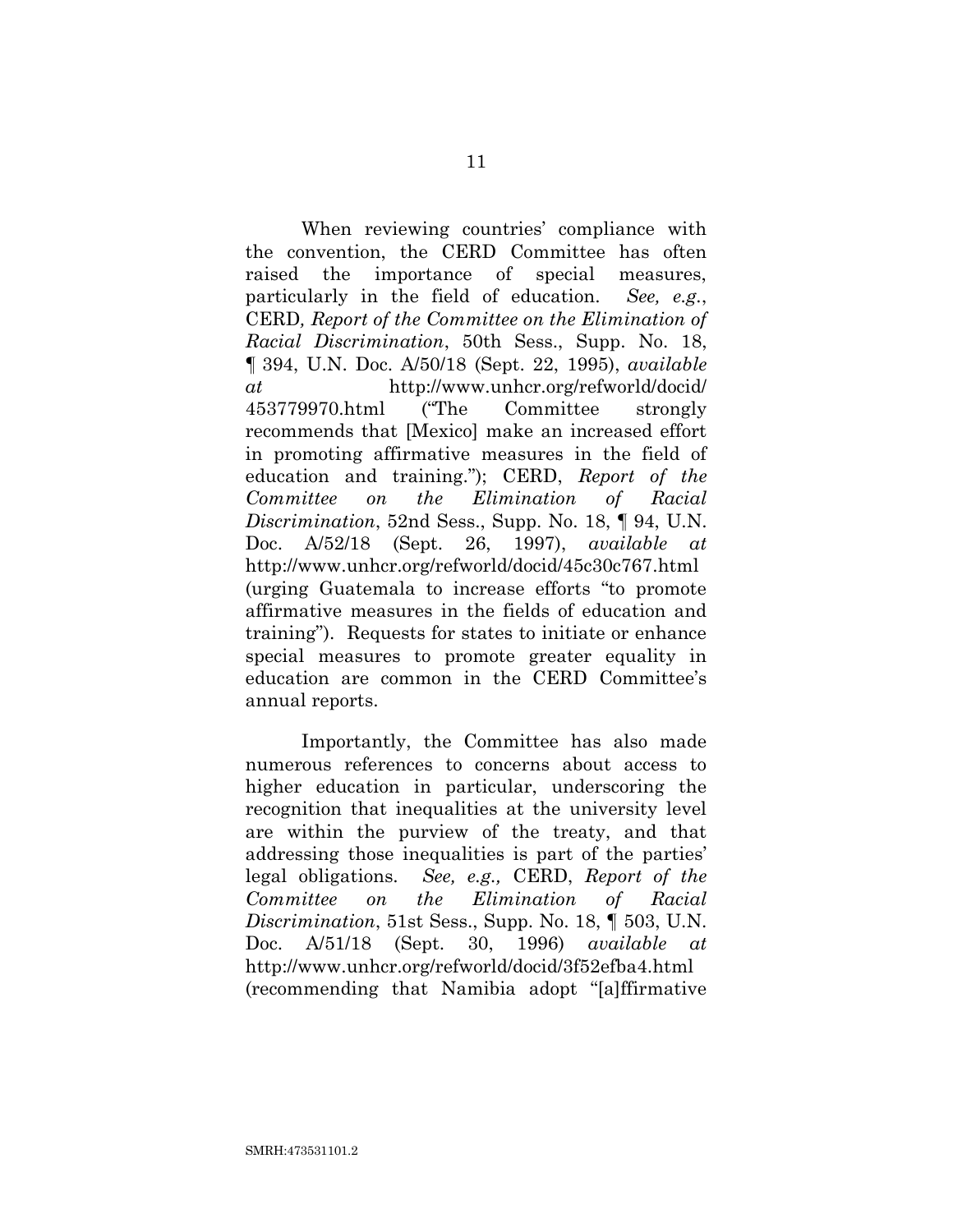When reviewing countries' compliance with the convention, the CERD Committee has often raised the importance of special measures, particularly in the field of education. *See, e.g.*, CERD*, Report of the Committee on the Elimination of Racial Discrimination*, 50th Sess., Supp. No. 18, ¶ 394, U.N. Doc. A/50/18 (Sept. 22, 1995), *available at* http://www.unhcr.org/refworld/docid/453779970.html ("The Committee strongly recommends that [Mexico] make an increased effort in promoting affirmative measures in the field of education and training."); CERD, *Report of the Committee on the Elimination of Racial Discrimination*, 52nd Sess., Supp. No. 18, ¶ 94, U.N. Doc. A/52/18 (Sept. 26, 1997), *available at* http://www.unhcr.org/refworld/docid/45c30c767.html (urging Guatemala to increase efforts "to promote affirmative measures in the fields of education and training"). Requests for states to initiate or enhance special measures to promote greater equality in education are common in the CERD Committee's annual reports.

Importantly, the Committee has also made numerous references to concerns about access to higher education in particular, underscoring the recognition that inequalities at the university level are within the purview of the treaty, and that addressing those inequalities is part of the parties' legal obligations. *See, e.g.,* CERD, *Report of the Committee on the Elimination of Racial Discrimination*, 51st Sess., Supp. No. 18, ¶ 503, U.N. Doc. A/51/18 (Sept. 30, 1996) *available at* http://www.unhcr.org/refworld/docid/3f52efba4.html (recommending that Namibia adopt "[a]ffirmative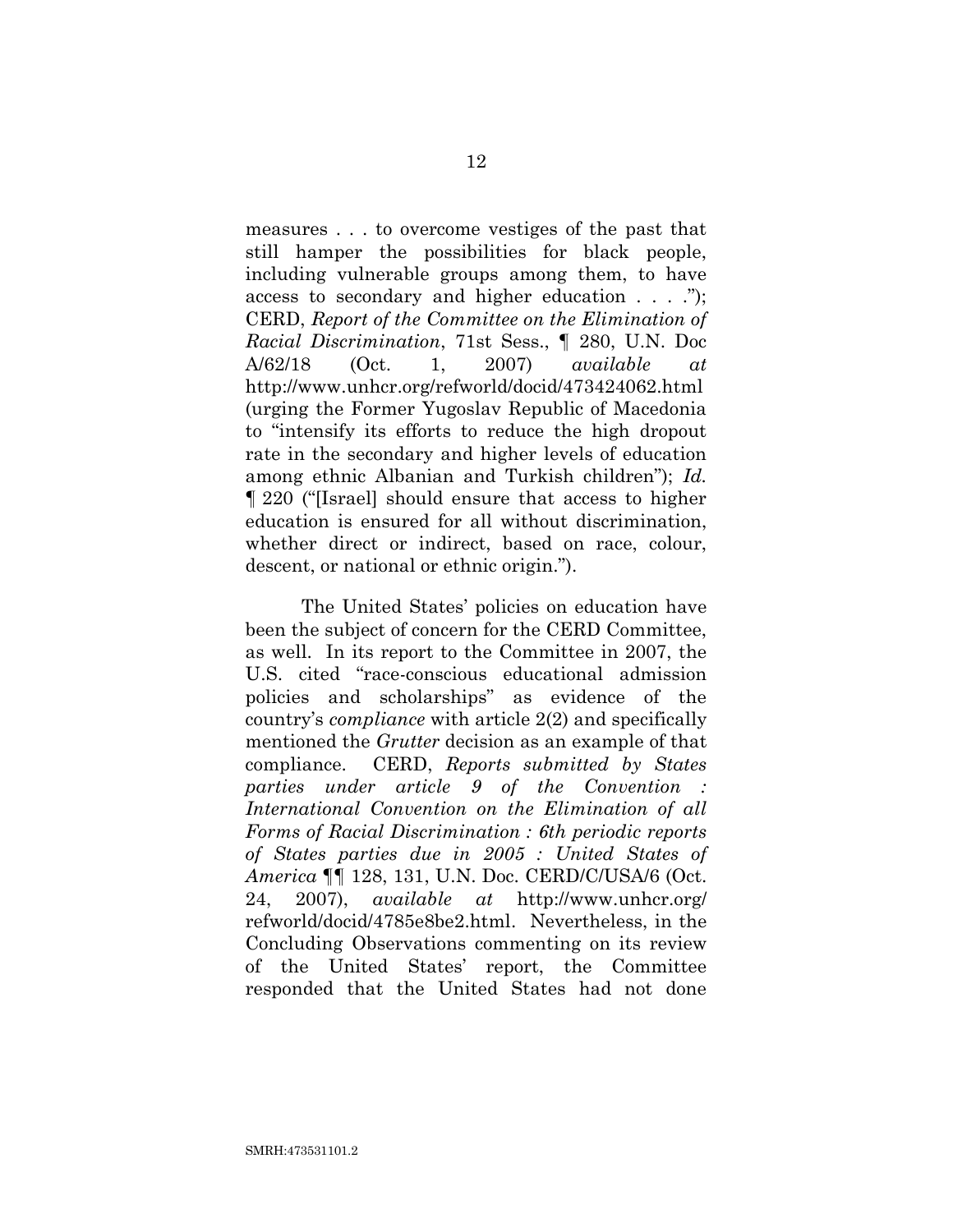measures . . . to overcome vestiges of the past that still hamper the possibilities for black people, including vulnerable groups among them, to have access to secondary and higher education . . . ."); CERD, *Report of the Committee on the Elimination of Racial Discrimination*, 71st Sess., ¶ 280, U.N. Doc A/62/18 (Oct. 1, 2007) *available at* http://www.unhcr.org/refworld/docid/473424062.html (urging the Former Yugoslav Republic of Macedonia to "intensify its efforts to reduce the high dropout rate in the secondary and higher levels of education among ethnic Albanian and Turkish children"); *Id.* ¶ 220 ("[Israel] should ensure that access to higher education is ensured for all without discrimination, whether direct or indirect, based on race, colour, descent, or national or ethnic origin.").

The United States' policies on education have been the subject of concern for the CERD Committee, as well. In its report to the Committee in 2007, the U.S. cited "race-conscious educational admission policies and scholarships" as evidence of the country's *compliance* with article 2(2) and specifically mentioned the *Grutter* decision as an example of that compliance. CERD, *Reports submitted by States parties under article 9 of the Convention : International Convention on the Elimination of all Forms of Racial Discrimination : 6th periodic reports of States parties due in 2005 : United States of America* ¶¶ 128, 131, U.N. Doc. CERD/C/USA/6 (Oct. 24, 2007), *available at* http://www.unhcr.org/refworld/docid/4785e8be2.html. Nevertheless, in the Concluding Observations commenting on its review of the United States' report, the Committee responded that the United States had not done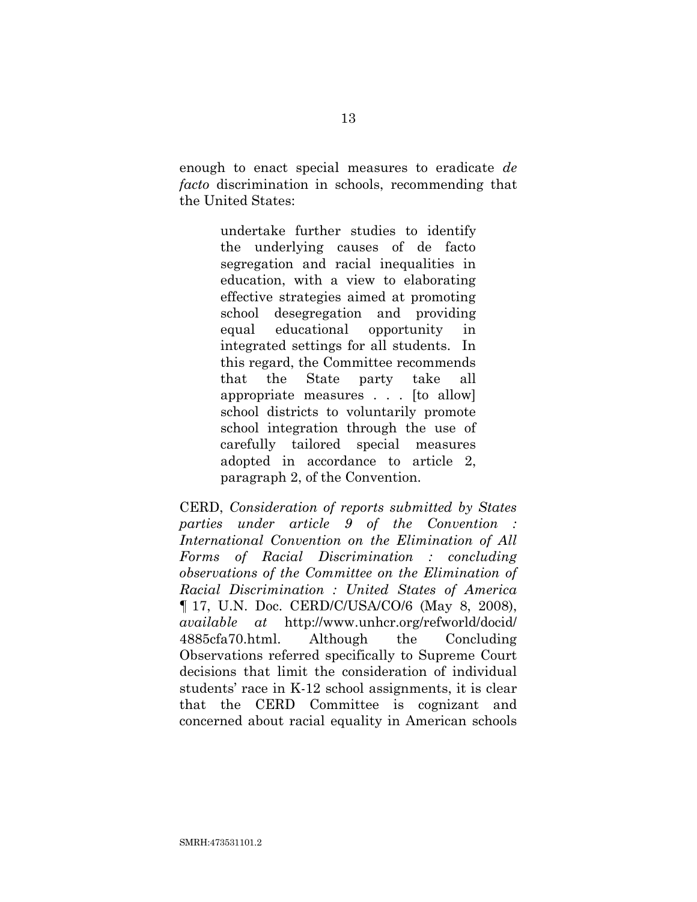enough to enact special measures to eradicate *de facto* discrimination in schools, recommending that the United States:

> undertake further studies to identify the underlying causes of de facto segregation and racial inequalities in education, with a view to elaborating effective strategies aimed at promoting school desegregation and providing equal educational opportunity in integrated settings for all students. In this regard, the Committee recommends that the State party take all appropriate measures . . . [to allow] school districts to voluntarily promote school integration through the use of carefully tailored special measures adopted in accordance to article 2, paragraph 2, of the Convention.

CERD, *Consideration of reports submitted by States parties under article 9 of the Convention : International Convention on the Elimination of All Forms of Racial Discrimination : concluding observations of the Committee on the Elimination of Racial Discrimination : United States of America* ¶ 17, U.N. Doc. CERD/C/USA/CO/6 (May 8, 2008), *available at* http://www.unhcr.org/refworld/docid/4885cfa70.html. Although the Concluding Observations referred specifically to Supreme Court decisions that limit the consideration of individual students' race in K-12 school assignments, it is clear that the CERD Committee is cognizant and concerned about racial equality in American schools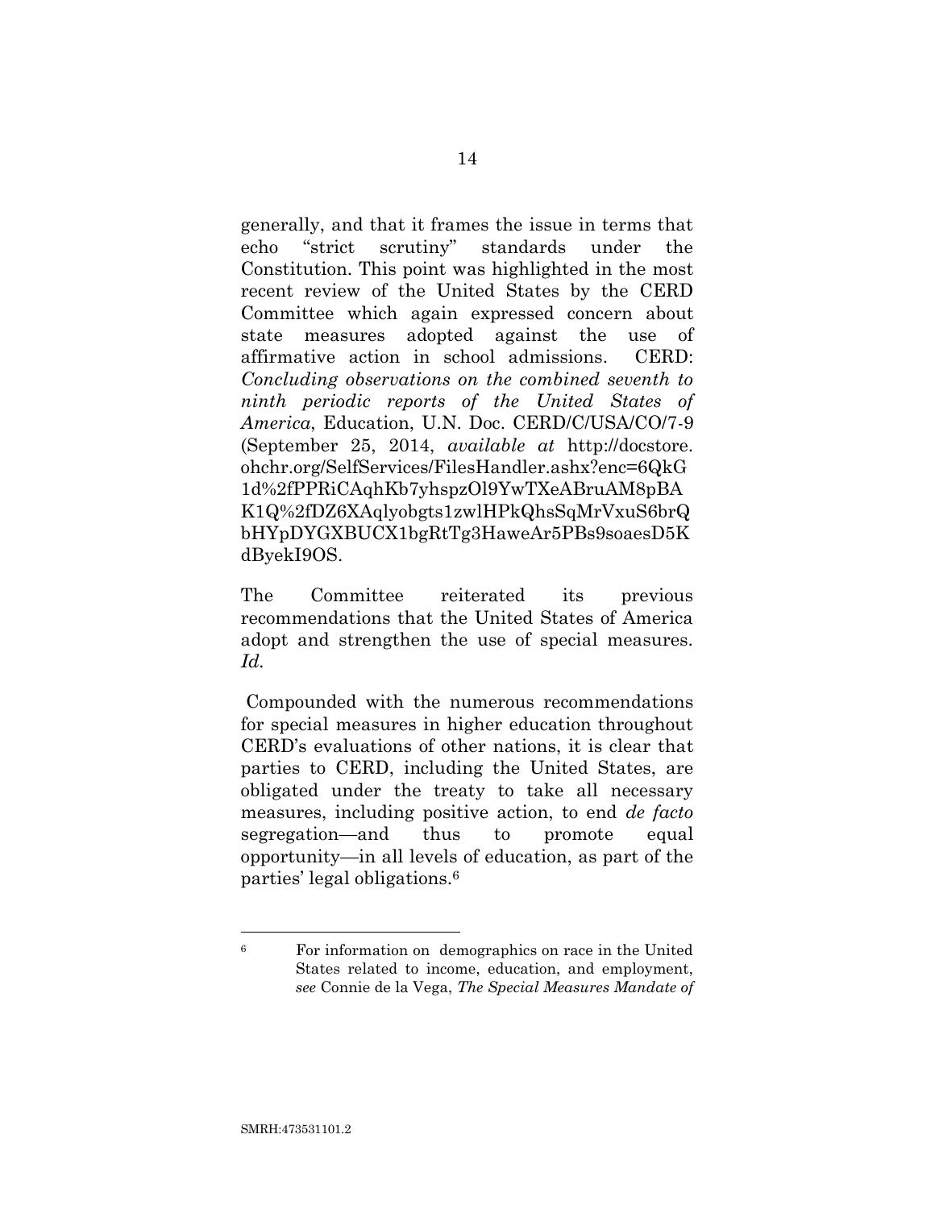generally, and that it frames the issue in terms that echo "strict scrutiny" standards under the Constitution. This point was highlighted in the most recent review of the United States by the CERD Committee which again expressed concern about state measures adopted against the use of affirmative action in school admissions. CERD: *Concluding observations on the combined seventh to ninth periodic reports of the United States of America*, Education, U.N. Doc. CERD/C/USA/CO/7-9 (September 25, 2014, *available at* http://docstore.ohchr.org/SelfServices/FilesHandler.ashx?enc=6QkG1d%2fPPRiCAqhKb7yhspzOl9YwTXeABruAM8pBAK1Q%2fDZ6XAqlyobgts1zwlHPkQhsSqMrVxuS6brQbHYpDYGXBUCX1bgRtTg3HaweAr5PBs9soaesD5KdByekI9OS.

The Committee reiterated its previous recommendations that the United States of America adopt and strengthen the use of special measures. *Id.*

Compounded with the numerous recommendations for special measures in higher education throughout CERD's evaluations of other nations, it is clear that parties to CERD, including the United States, are obligated under the treaty to take all necessary measures, including positive action, to end *de facto* segregation—and thus to promote equal opportunity—in all levels of education, as part of the parties' legal obligations.[6]

---

[6] For information on demographics on race in the United States related to income, education, and employment, *see* Connie de la Vega, *The Special Measures Mandate of*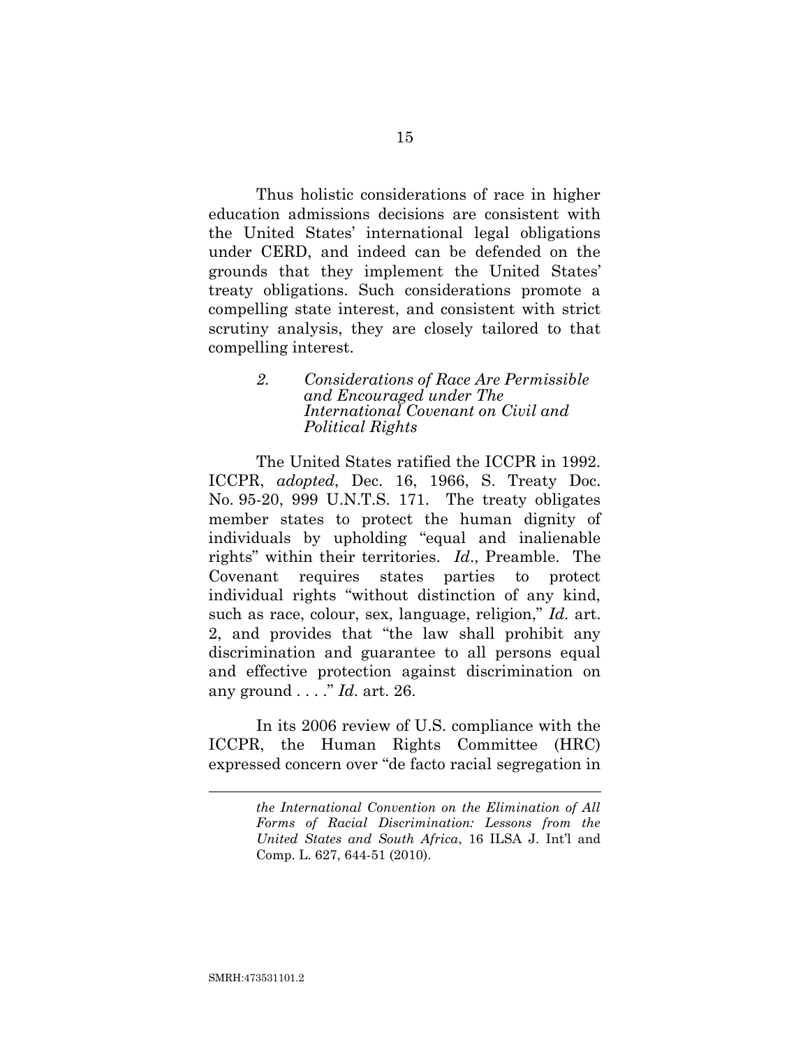Thus holistic considerations of race in higher education admissions decisions are consistent with the United States' international legal obligations under CERD, and indeed can be defended on the grounds that they implement the United States' treaty obligations. Such considerations promote a compelling state interest, and consistent with strict scrutiny analysis, they are closely tailored to that compelling interest.

*2. Considerations of Race Are Permissible and Encouraged under The International Covenant on Civil and Political Rights*

The United States ratified the ICCPR in 1992. ICCPR, *adopted*, Dec. 16, 1966, S. Treaty Doc. No. 95-20, 999 U.N.T.S. 171. The treaty obligates member states to protect the human dignity of individuals by upholding "equal and inalienable rights" within their territories. *Id*., Preamble. The Covenant requires states parties to protect individual rights "without distinction of any kind, such as race, colour, sex, language, religion," *Id.* art. 2, and provides that "the law shall prohibit any discrimination and guarantee to all persons equal and effective protection against discrimination on any ground . . . ." *Id.* art. 26.

In its 2006 review of U.S. compliance with the ICCPR, the Human Rights Committee (HRC) expressed concern over "de facto racial segregation in

---

*the International Convention on the Elimination of All Forms of Racial Discrimination: Lessons from the United States and South Africa*, 16 ILSA J. Int'l and Comp. L. 627, 644-51 (2010).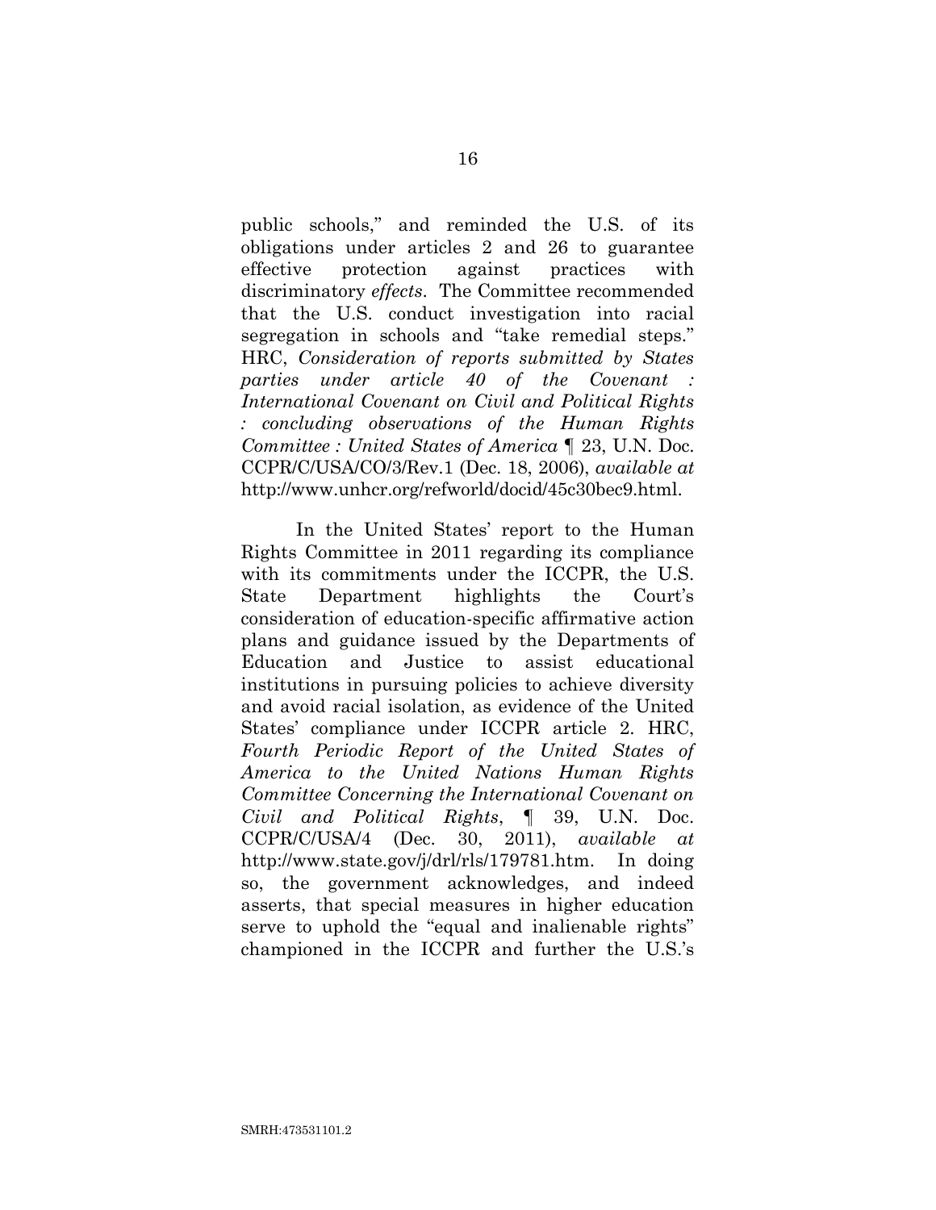public schools," and reminded the U.S. of its obligations under articles 2 and 26 to guarantee effective protection against practices with discriminatory *effects*. The Committee recommended that the U.S. conduct investigation into racial segregation in schools and "take remedial steps." HRC, *Consideration of reports submitted by States parties under article 40 of the Covenant : International Covenant on Civil and Political Rights : concluding observations of the Human Rights Committee : United States of America* ¶ 23, U.N. Doc. CCPR/C/USA/CO/3/Rev.1 (Dec. 18, 2006), *available at* http://www.unhcr.org/refworld/docid/45c30bec9.html.

In the United States' report to the Human Rights Committee in 2011 regarding its compliance with its commitments under the ICCPR, the U.S. State Department highlights the Court's consideration of education-specific affirmative action plans and guidance issued by the Departments of Education and Justice to assist educational institutions in pursuing policies to achieve diversity and avoid racial isolation, as evidence of the United States' compliance under ICCPR article 2. HRC, *Fourth Periodic Report of the United States of America to the United Nations Human Rights Committee Concerning the International Covenant on Civil and Political Rights*, ¶ 39, U.N. Doc. CCPR/C/USA/4 (Dec. 30, 2011), *available at* http://www.state.gov/j/drl/rls/179781.htm. In doing so, the government acknowledges, and indeed asserts, that special measures in higher education serve to uphold the "equal and inalienable rights" championed in the ICCPR and further the U.S.'s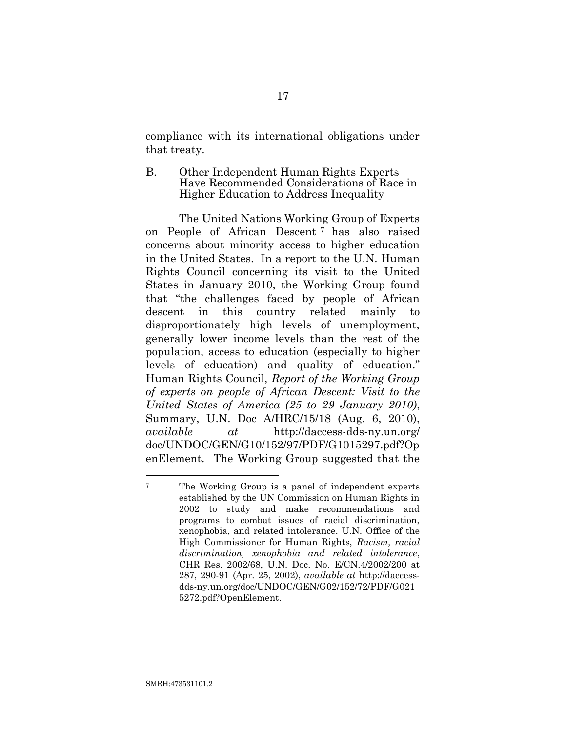compliance with its international obligations under that treaty.

### B. Other Independent Human Rights Experts Have Recommended Considerations of Race in Higher Education to Address Inequality

The United Nations Working Group of Experts on People of African Descent [7] has also raised concerns about minority access to higher education in the United States. In a report to the U.N. Human Rights Council concerning its visit to the United States in January 2010, the Working Group found that "the challenges faced by people of African descent in this country related mainly to disproportionately high levels of unemployment, generally lower income levels than the rest of the population, access to education (especially to higher levels of education) and quality of education." Human Rights Council, *Report of the Working Group of experts on people of African Descent: Visit to the United States of America (25 to 29 January 2010)*, Summary, U.N. Doc A/HRC/15/18 (Aug. 6, 2010), *available at* http://daccess-dds-ny.un.org/doc/UNDOC/GEN/G10/152/97/PDF/G1015297.pdf?OpenElement. The Working Group suggested that the

---

[7] The Working Group is a panel of independent experts established by the UN Commission on Human Rights in 2002 to study and make recommendations and programs to combat issues of racial discrimination, xenophobia, and related intolerance. U.N. Office of the High Commissioner for Human Rights, *Racism, racial discrimination, xenophobia and related intolerance*, CHR Res. 2002/68, U.N. Doc. No. E/CN.4/2002/200 at 287, 290-91 (Apr. 25, 2002), *available at* http://daccess-dds-ny.un.org/doc/UNDOC/GEN/G02/152/72/PDF/G0215272.pdf?OpenElement.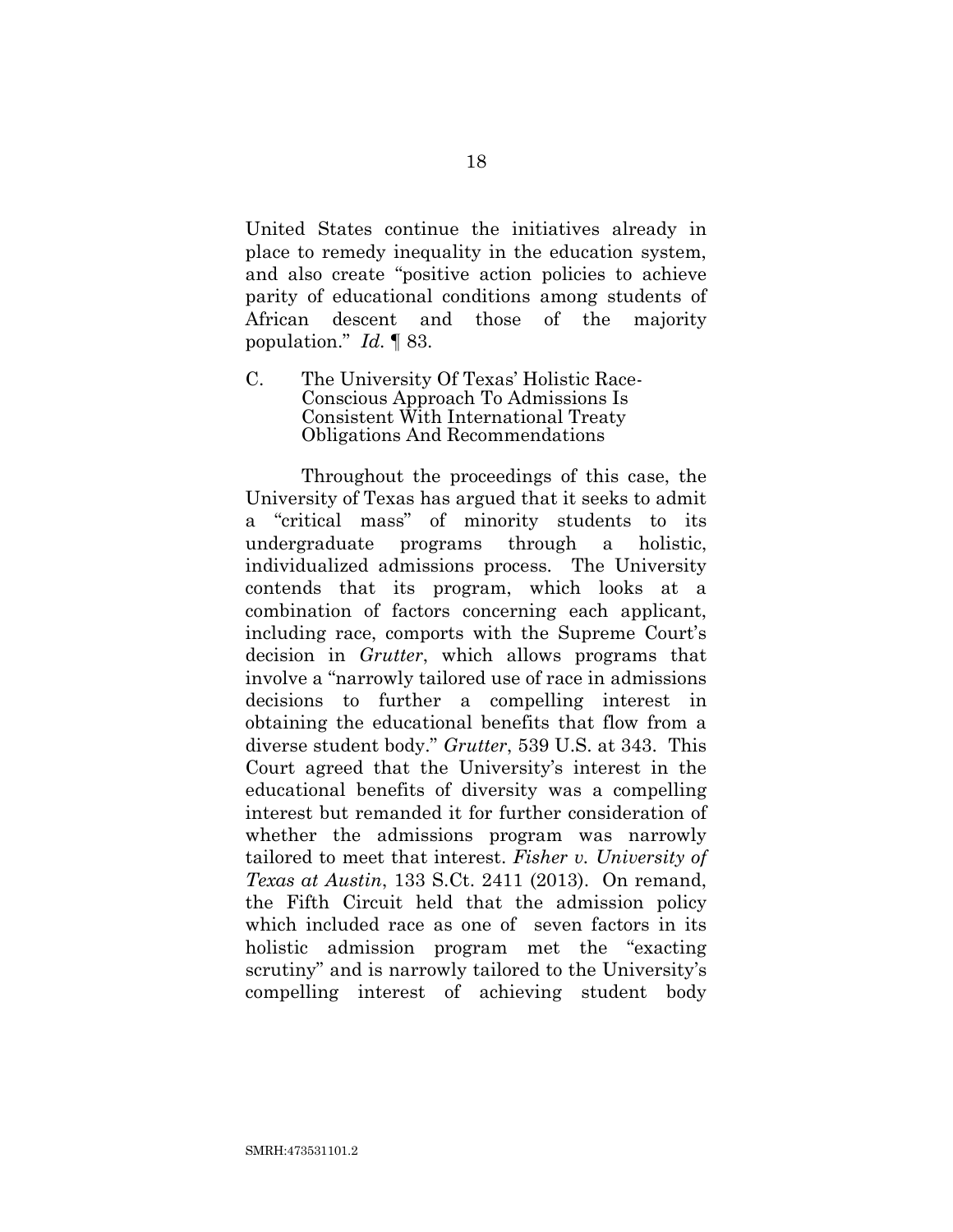United States continue the initiatives already in place to remedy inequality in the education system, and also create "positive action policies to achieve parity of educational conditions among students of African descent and those of the majority population." *Id.* ¶ 83.

### C. The University Of Texas' Holistic Race-Conscious Approach To Admissions Is Consistent With International Treaty Obligations And Recommendations

Throughout the proceedings of this case, the University of Texas has argued that it seeks to admit a "critical mass" of minority students to its undergraduate programs through a holistic, individualized admissions process. The University contends that its program, which looks at a combination of factors concerning each applicant, including race, comports with the Supreme Court's decision in *Grutter*, which allows programs that involve a "narrowly tailored use of race in admissions decisions to further a compelling interest in obtaining the educational benefits that flow from a diverse student body." *Grutter*, 539 U.S. at 343. This Court agreed that the University's interest in the educational benefits of diversity was a compelling interest but remanded it for further consideration of whether the admissions program was narrowly tailored to meet that interest. *Fisher v. University of Texas at Austin*, 133 S.Ct. 2411 (2013). On remand, the Fifth Circuit held that the admission policy which included race as one of seven factors in its holistic admission program met the "exacting scrutiny" and is narrowly tailored to the University's compelling interest of achieving student body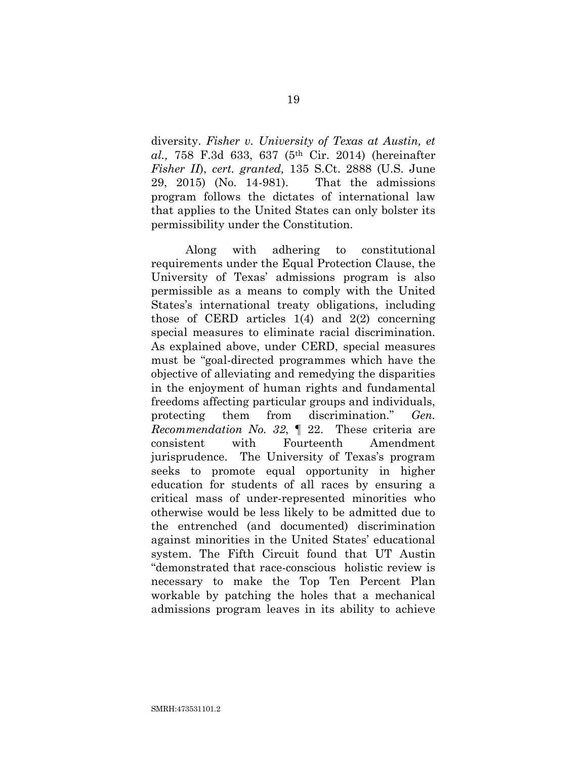diversity. *Fisher v. University of Texas at Austin, et al.,* 758 F.3d 633, 637 (5th Cir. 2014) (hereinafter *Fisher II*), *cert. granted,* 135 S.Ct. 2888 (U.S. June 29, 2015) (No. 14-981). That the admissions program follows the dictates of international law that applies to the United States can only bolster its permissibility under the Constitution.

Along with adhering to constitutional requirements under the Equal Protection Clause, the University of Texas' admissions program is also permissible as a means to comply with the United States's international treaty obligations, including those of CERD articles 1(4) and 2(2) concerning special measures to eliminate racial discrimination. As explained above, under CERD, special measures must be "goal-directed programmes which have the objective of alleviating and remedying the disparities in the enjoyment of human rights and fundamental freedoms affecting particular groups and individuals, protecting them from discrimination." *Gen. Recommendation No. 32*, ¶ 22. These criteria are consistent with Fourteenth Amendment jurisprudence. The University of Texas's program seeks to promote equal opportunity in higher education for students of all races by ensuring a critical mass of under-represented minorities who otherwise would be less likely to be admitted due to the entrenched (and documented) discrimination against minorities in the United States' educational system. The Fifth Circuit found that UT Austin "demonstrated that race-conscious holistic review is necessary to make the Top Ten Percent Plan workable by patching the holes that a mechanical admissions program leaves in its ability to achieve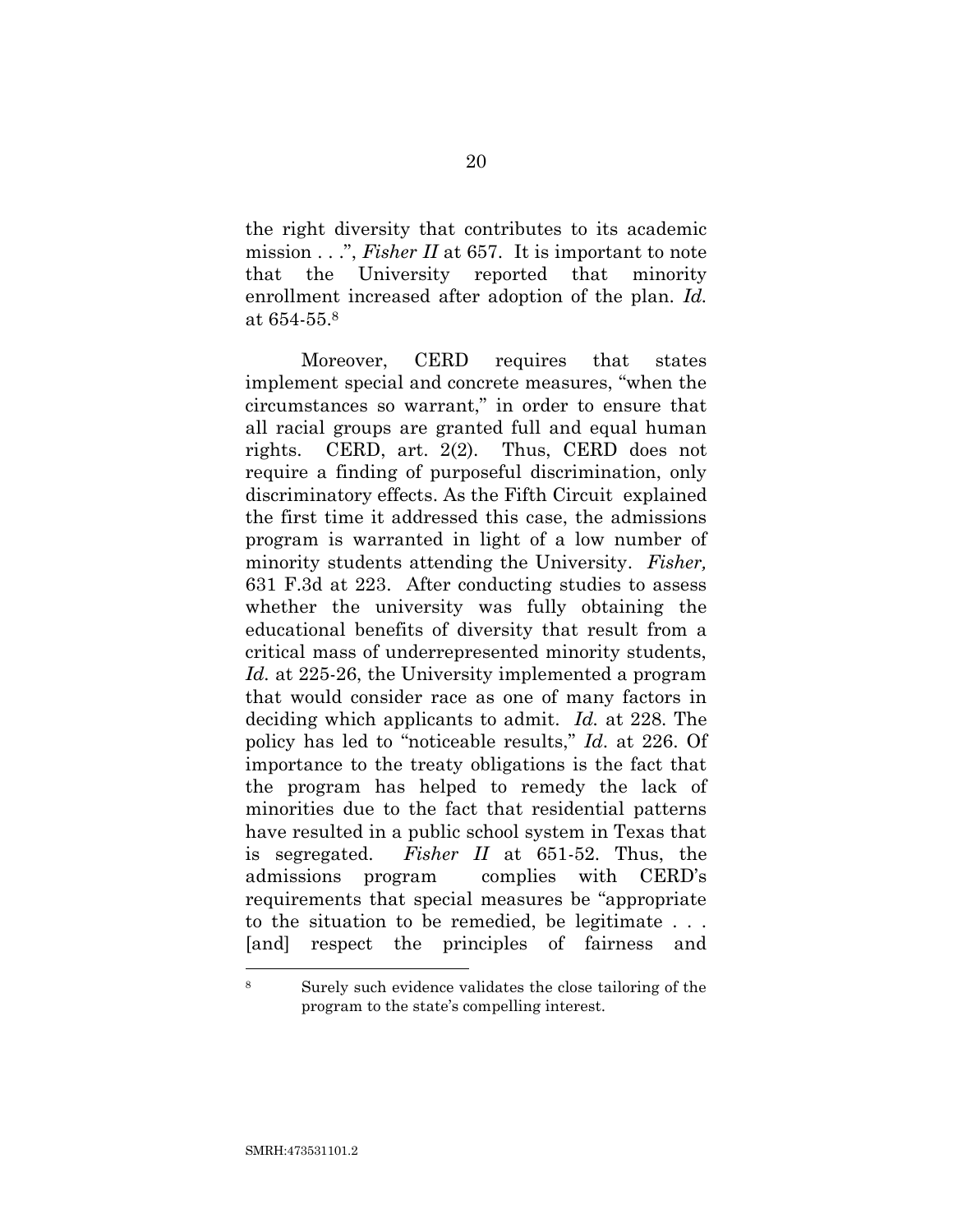the right diversity that contributes to its academic mission . . .", *Fisher II* at 657. It is important to note that the University reported that minority enrollment increased after adoption of the plan. *Id.* at 654-55.[8]

Moreover, CERD requires that states implement special and concrete measures, "when the circumstances so warrant," in order to ensure that all racial groups are granted full and equal human rights. CERD, art. 2(2). Thus, CERD does not require a finding of purposeful discrimination, only discriminatory effects. As the Fifth Circuit explained the first time it addressed this case, the admissions program is warranted in light of a low number of minority students attending the University. *Fisher,* 631 F.3d at 223. After conducting studies to assess whether the university was fully obtaining the educational benefits of diversity that result from a critical mass of underrepresented minority students, *Id.* at 225-26, the University implemented a program that would consider race as one of many factors in deciding which applicants to admit. *Id.* at 228. The policy has led to "noticeable results," *Id.* at 226. Of importance to the treaty obligations is the fact that the program has helped to remedy the lack of minorities due to the fact that residential patterns have resulted in a public school system in Texas that is segregated. *Fisher II* at 651-52. Thus, the admissions program complies with CERD's requirements that special measures be "appropriate to the situation to be remedied, be legitimate . . . [and] respect the principles of fairness and

---

[8] Surely such evidence validates the close tailoring of the program to the state's compelling interest.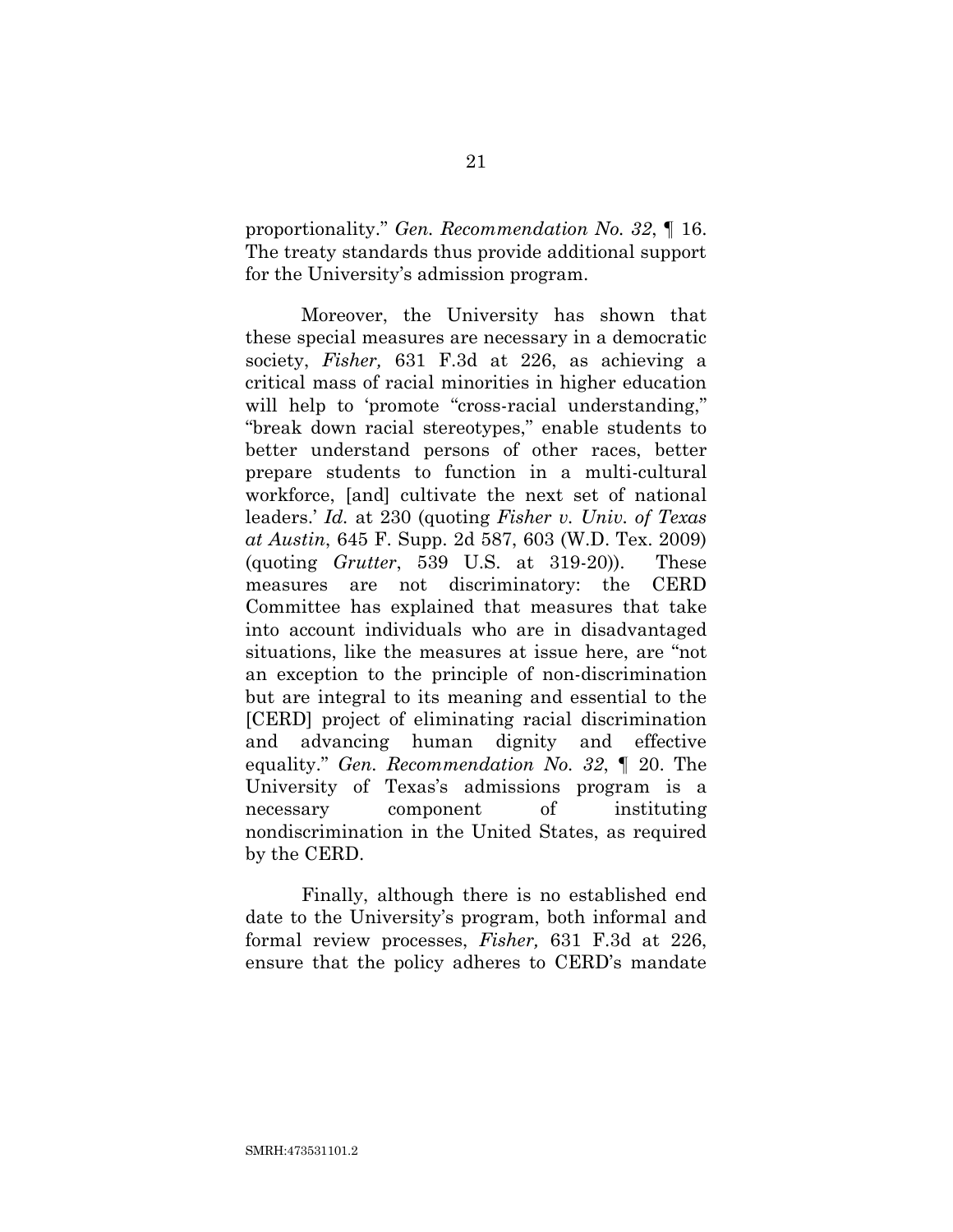proportionality." *Gen. Recommendation No. 32*, ¶ 16. The treaty standards thus provide additional support for the University's admission program.

Moreover, the University has shown that these special measures are necessary in a democratic society, *Fisher,* 631 F.3d at 226, as achieving a critical mass of racial minorities in higher education will help to 'promote "cross-racial understanding," "break down racial stereotypes," enable students to better understand persons of other races, better prepare students to function in a multi-cultural workforce, [and] cultivate the next set of national leaders.' *Id.* at 230 (quoting *Fisher v. Univ. of Texas at Austin*, 645 F. Supp. 2d 587, 603 (W.D. Tex. 2009) (quoting *Grutter*, 539 U.S. at 319-20)). These measures are not discriminatory: the CERD Committee has explained that measures that take into account individuals who are in disadvantaged situations, like the measures at issue here, are "not an exception to the principle of non-discrimination but are integral to its meaning and essential to the [CERD] project of eliminating racial discrimination and advancing human dignity and effective equality." *Gen. Recommendation No. 32*, ¶ 20. The University of Texas's admissions program is a necessary component of instituting nondiscrimination in the United States, as required by the CERD.

Finally, although there is no established end date to the University's program, both informal and formal review processes, *Fisher,* 631 F.3d at 226, ensure that the policy adheres to CERD's mandate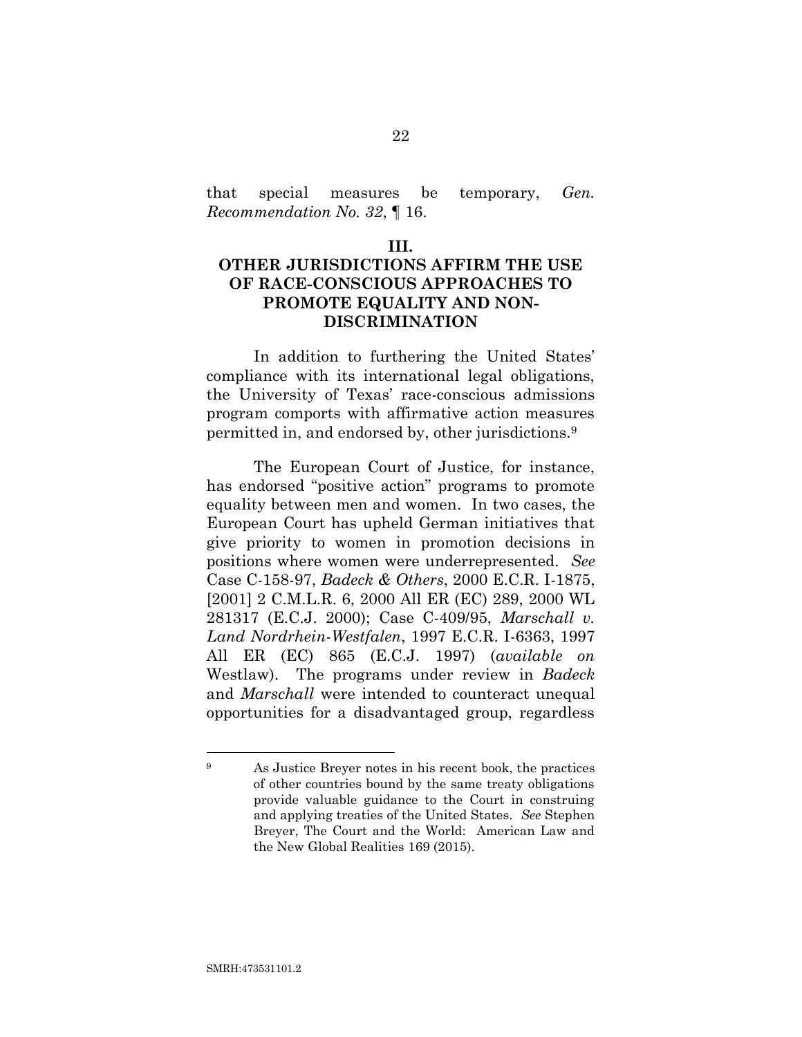that special measures be temporary, *Gen. Recommendation No. 32*, ¶ 16.

## III.
## OTHER JURISDICTIONS AFFIRM THE USE OF RACE-CONSCIOUS APPROACHES TO PROMOTE EQUALITY AND NON-DISCRIMINATION

In addition to furthering the United States' compliance with its international legal obligations, the University of Texas' race-conscious admissions program comports with affirmative action measures permitted in, and endorsed by, other jurisdictions.[9]

The European Court of Justice, for instance, has endorsed "positive action" programs to promote equality between men and women. In two cases, the European Court has upheld German initiatives that give priority to women in promotion decisions in positions where women were underrepresented. *See* Case C-158-97, *Badeck & Others*, 2000 E.C.R. I-1875, [2001] 2 C.M.L.R. 6, 2000 All ER (EC) 289, 2000 WL 281317 (E.C.J. 2000); Case C-409/95, *Marschall v. Land Nordrhein-Westfalen*, 1997 E.C.R. I-6363, 1997 All ER (EC) 865 (E.C.J. 1997) (*available on* Westlaw). The programs under review in *Badeck* and *Marschall* were intended to counteract unequal opportunities for a disadvantaged group, regardless

---

[9] As Justice Breyer notes in his recent book, the practices of other countries bound by the same treaty obligations provide valuable guidance to the Court in construing and applying treaties of the United States. *See* Stephen Breyer, The Court and the World: American Law and the New Global Realities 169 (2015).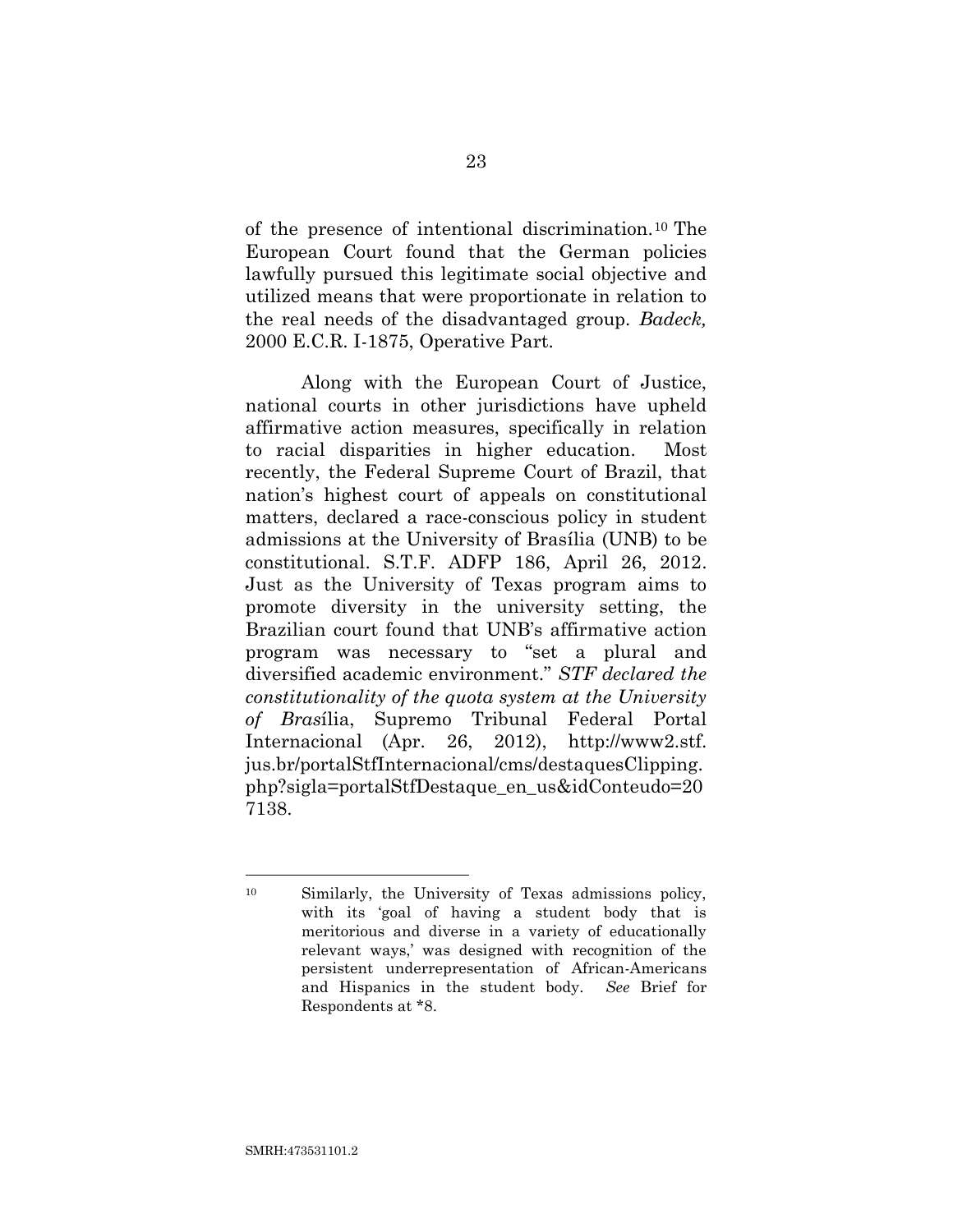of the presence of intentional discrimination.[10] The European Court found that the German policies lawfully pursued this legitimate social objective and utilized means that were proportionate in relation to the real needs of the disadvantaged group. *Badeck,* 2000 E.C.R. I-1875, Operative Part.

Along with the European Court of Justice, national courts in other jurisdictions have upheld affirmative action measures, specifically in relation to racial disparities in higher education. Most recently, the Federal Supreme Court of Brazil, that nation's highest court of appeals on constitutional matters, declared a race-conscious policy in student admissions at the University of Brasília (UNB) to be constitutional. S.T.F. ADFP 186, April 26, 2012. Just as the University of Texas program aims to promote diversity in the university setting, the Brazilian court found that UNB's affirmative action program was necessary to "set a plural and diversified academic environment." *STF declared the constitutionality of the quota system at the University of Bras*ília, Supremo Tribunal Federal Portal Internacional (Apr. 26, 2012), http://www2.stf.jus.br/portalStfInternacional/cms/destaquesClipping.php?sigla=portalStfDestaque_en_us&idConteudo=207138.

---

[10] Similarly, the University of Texas admissions policy, with its 'goal of having a student body that is meritorious and diverse in a variety of educationally relevant ways,' was designed with recognition of the persistent underrepresentation of African-Americans and Hispanics in the student body. *See* Brief for Respondents at *8.

SMRH:473531101.2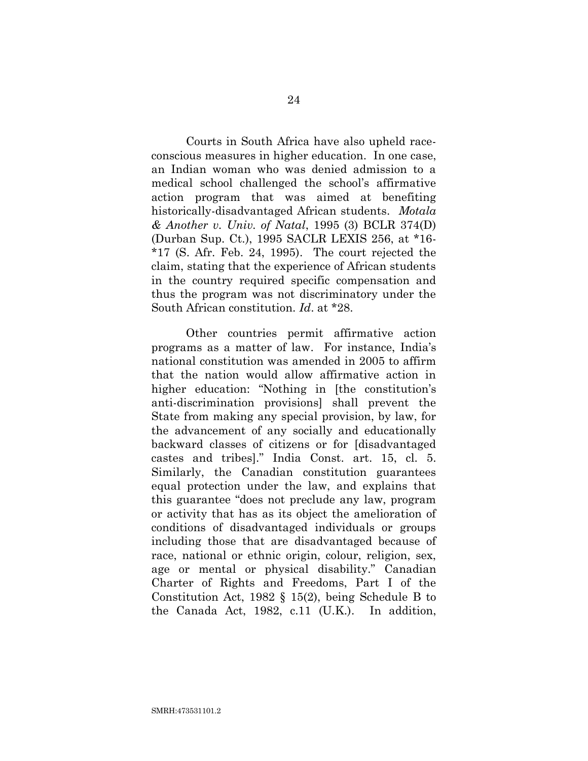Courts in South Africa have also upheld race-conscious measures in higher education. In one case, an Indian woman who was denied admission to a medical school challenged the school's affirmative action program that was aimed at benefiting historically-disadvantaged African students. *Motala & Another v. Univ. of Natal*, 1995 (3) BCLR 374(D) (Durban Sup. Ct.), 1995 SACLR LEXIS 256, at *16-*17 (S. Afr. Feb. 24, 1995). The court rejected the claim, stating that the experience of African students in the country required specific compensation and thus the program was not discriminatory under the South African constitution. *Id*. at *28.

Other countries permit affirmative action programs as a matter of law. For instance, India's national constitution was amended in 2005 to affirm that the nation would allow affirmative action in higher education: "Nothing in [the constitution's anti-discrimination provisions] shall prevent the State from making any special provision, by law, for the advancement of any socially and educationally backward classes of citizens or for [disadvantaged castes and tribes]." India Const. art. 15, cl. 5. Similarly, the Canadian constitution guarantees equal protection under the law, and explains that this guarantee "does not preclude any law, program or activity that has as its object the amelioration of conditions of disadvantaged individuals or groups including those that are disadvantaged because of race, national or ethnic origin, colour, religion, sex, age or mental or physical disability." Canadian Charter of Rights and Freedoms, Part I of the Constitution Act, 1982 § 15(2), being Schedule B to the Canada Act, 1982, c.11 (U.K.). In addition,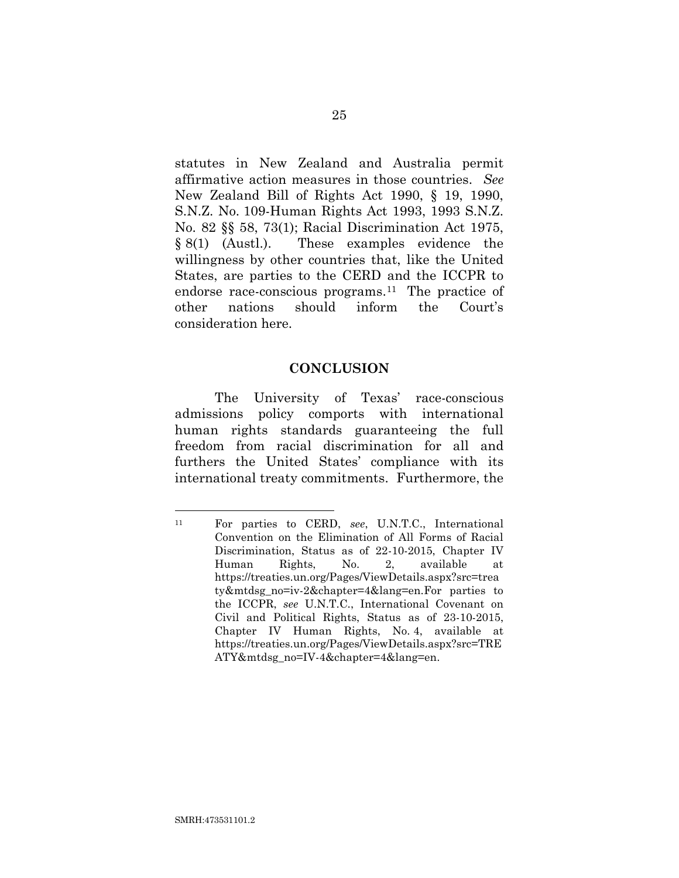statutes in New Zealand and Australia permit affirmative action measures in those countries. *See* New Zealand Bill of Rights Act 1990, § 19, 1990, S.N.Z. No. 109-Human Rights Act 1993, 1993 S.N.Z. No. 82 §§ 58, 73(1); Racial Discrimination Act 1975, § 8(1) (Austl.). These examples evidence the willingness by other countries that, like the United States, are parties to the CERD and the ICCPR to endorse race-conscious programs.[11] The practice of other nations should inform the Court's consideration here.

## CONCLUSION

The University of Texas' race-conscious admissions policy comports with international human rights standards guaranteeing the full freedom from racial discrimination for all and furthers the United States' compliance with its international treaty commitments. Furthermore, the

---

[11] For parties to CERD, *see*, U.N.T.C., International Convention on the Elimination of All Forms of Racial Discrimination, Status as of 22-10-2015, Chapter IV Human Rights, No. 2, available at https://treaties.un.org/Pages/ViewDetails.aspx?src=treaty&mtdsg_no=iv-2&chapter=4&lang=en.For parties to the ICCPR, *see* U.N.T.C., International Covenant on Civil and Political Rights, Status as of 23-10-2015, Chapter IV Human Rights, No. 4, available at https://treaties.un.org/Pages/ViewDetails.aspx?src=TREATY&mtdsg_no=IV-4&chapter=4&lang=en.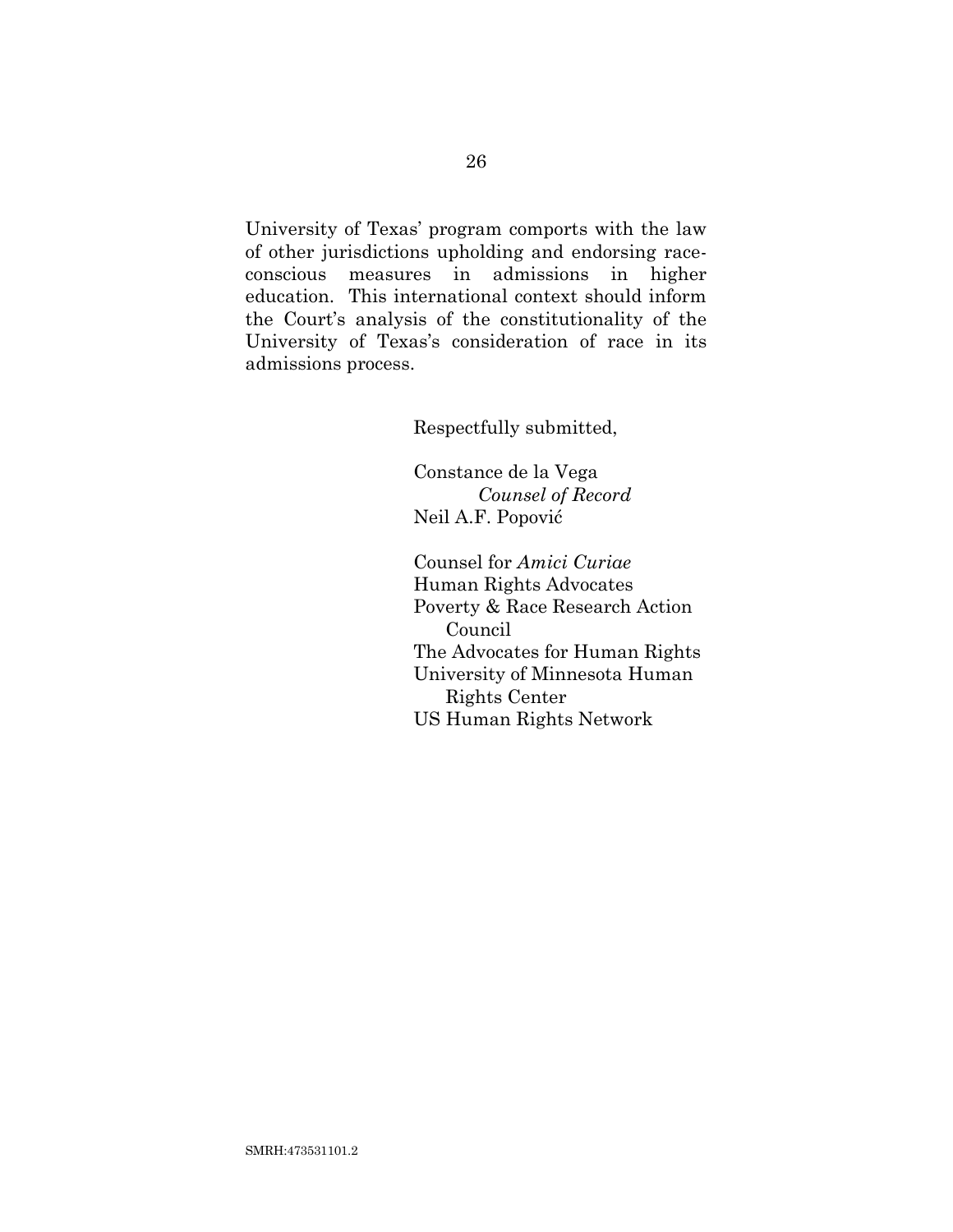University of Texas' program comports with the law of other jurisdictions upholding and endorsing race-conscious measures in admissions in higher education. This international context should inform the Court's analysis of the constitutionality of the University of Texas's consideration of race in its admissions process.

Respectfully submitted,

Constance de la Vega
*Counsel of Record*
Neil A.F. Popović

Counsel for *Amici Curiae*
Human Rights Advocates
Poverty & Race Research Action Council
The Advocates for Human Rights
University of Minnesota Human Rights Center
US Human Rights Network

SMRH:473531101.2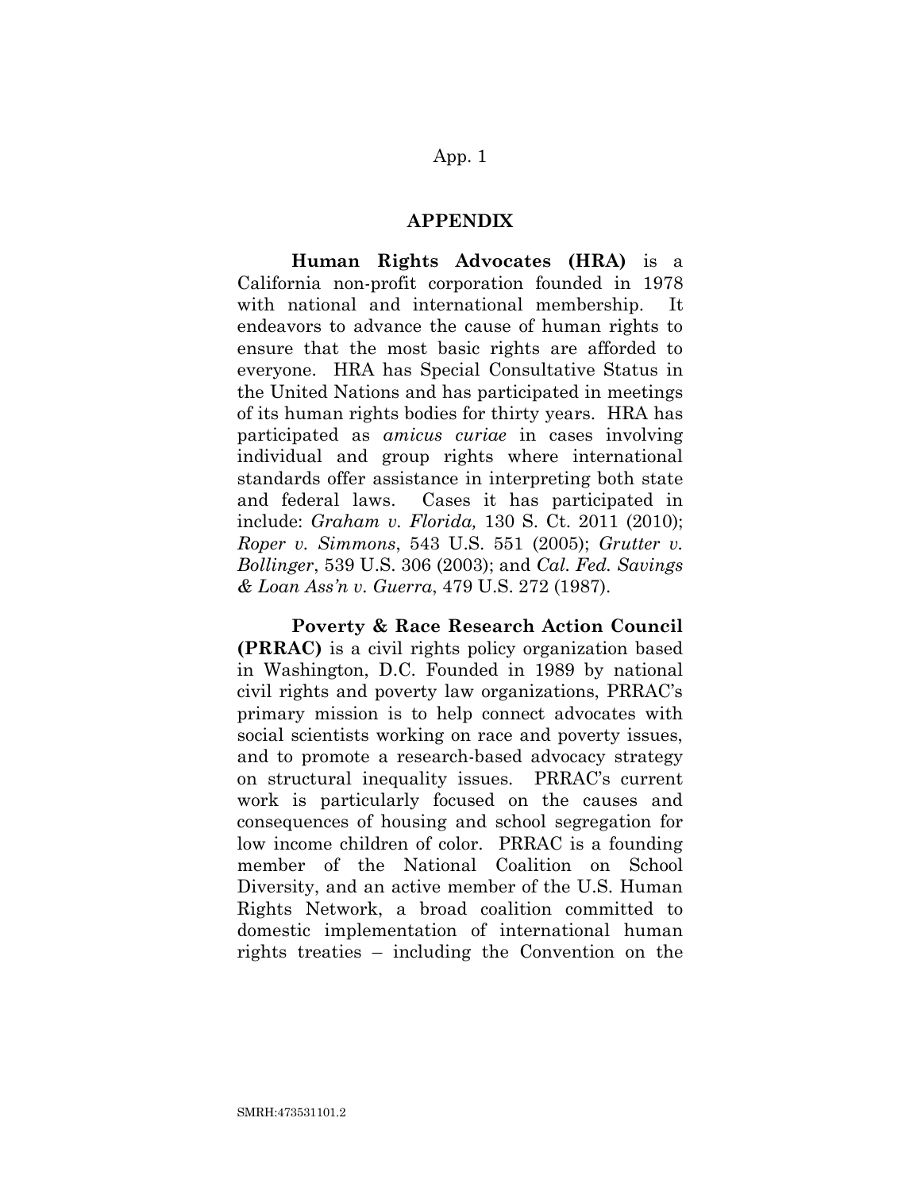## APPENDIX

**Human Rights Advocates (HRA)** is a California non-profit corporation founded in 1978 with national and international membership. It endeavors to advance the cause of human rights to ensure that the most basic rights are afforded to everyone. HRA has Special Consultative Status in the United Nations and has participated in meetings of its human rights bodies for thirty years. HRA has participated as *amicus curiae* in cases involving individual and group rights where international standards offer assistance in interpreting both state and federal laws. Cases it has participated in include: *Graham v. Florida,* 130 S. Ct. 2011 (2010); *Roper v. Simmons*, 543 U.S. 551 (2005); *Grutter v. Bollinger*, 539 U.S. 306 (2003); and *Cal. Fed. Savings & Loan Ass'n v. Guerra*, 479 U.S. 272 (1987).

**Poverty & Race Research Action Council (PRRAC)** is a civil rights policy organization based in Washington, D.C. Founded in 1989 by national civil rights and poverty law organizations, PRRAC's primary mission is to help connect advocates with social scientists working on race and poverty issues, and to promote a research-based advocacy strategy on structural inequality issues. PRRAC's current work is particularly focused on the causes and consequences of housing and school segregation for low income children of color. PRRAC is a founding member of the National Coalition on School Diversity, and an active member of the U.S. Human Rights Network, a broad coalition committed to domestic implementation of international human rights treaties – including the Convention on the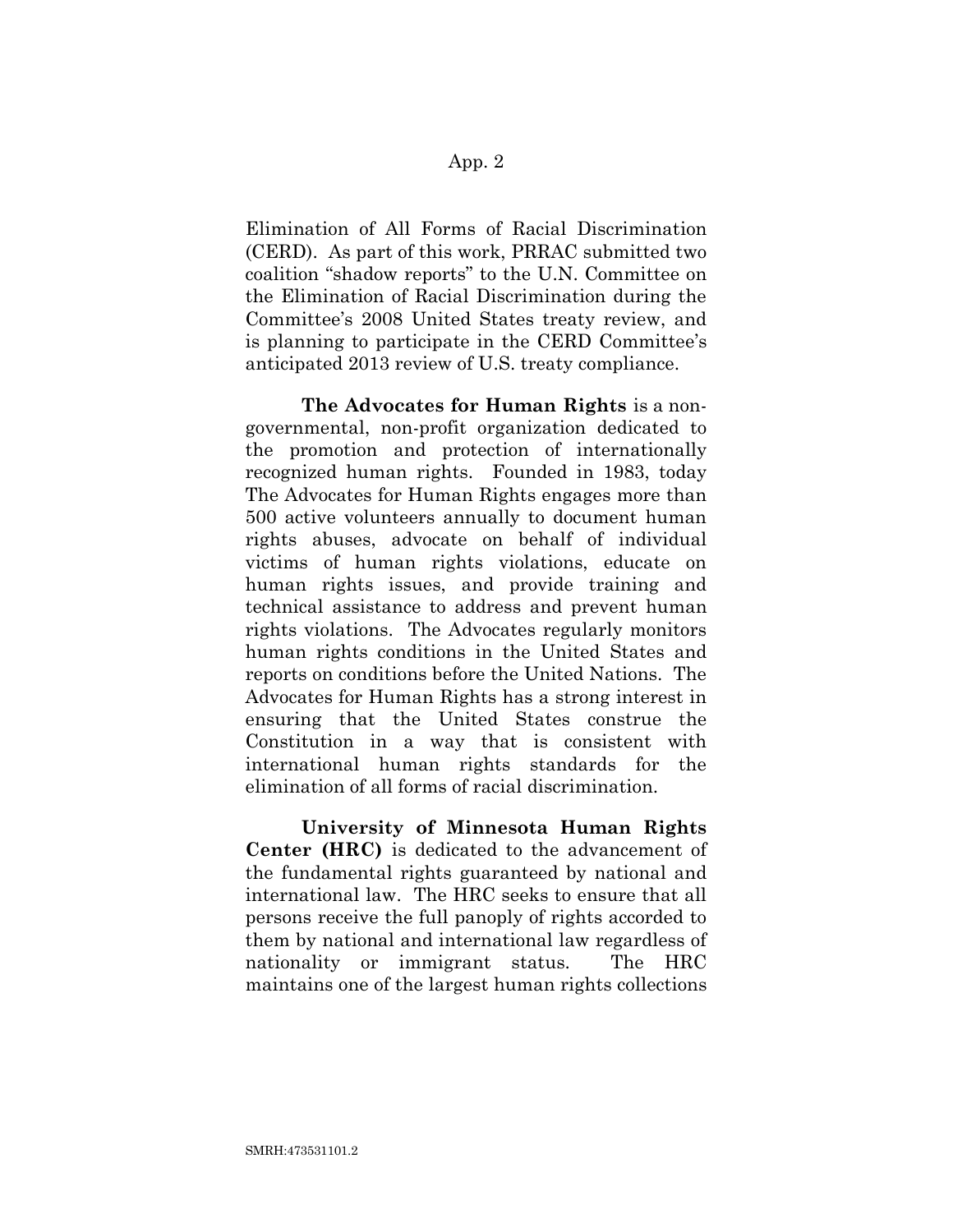Elimination of All Forms of Racial Discrimination (CERD). As part of this work, PRRAC submitted two coalition "shadow reports" to the U.N. Committee on the Elimination of Racial Discrimination during the Committee's 2008 United States treaty review, and is planning to participate in the CERD Committee's anticipated 2013 review of U.S. treaty compliance.

**The Advocates for Human Rights** is a non-governmental, non-profit organization dedicated to the promotion and protection of internationally recognized human rights. Founded in 1983, today The Advocates for Human Rights engages more than 500 active volunteers annually to document human rights abuses, advocate on behalf of individual victims of human rights violations, educate on human rights issues, and provide training and technical assistance to address and prevent human rights violations. The Advocates regularly monitors human rights conditions in the United States and reports on conditions before the United Nations. The Advocates for Human Rights has a strong interest in ensuring that the United States construe the Constitution in a way that is consistent with international human rights standards for the elimination of all forms of racial discrimination.

**University of Minnesota Human Rights Center (HRC)** is dedicated to the advancement of the fundamental rights guaranteed by national and international law. The HRC seeks to ensure that all persons receive the full panoply of rights accorded to them by national and international law regardless of nationality or immigrant status. The HRC maintains one of the largest human rights collections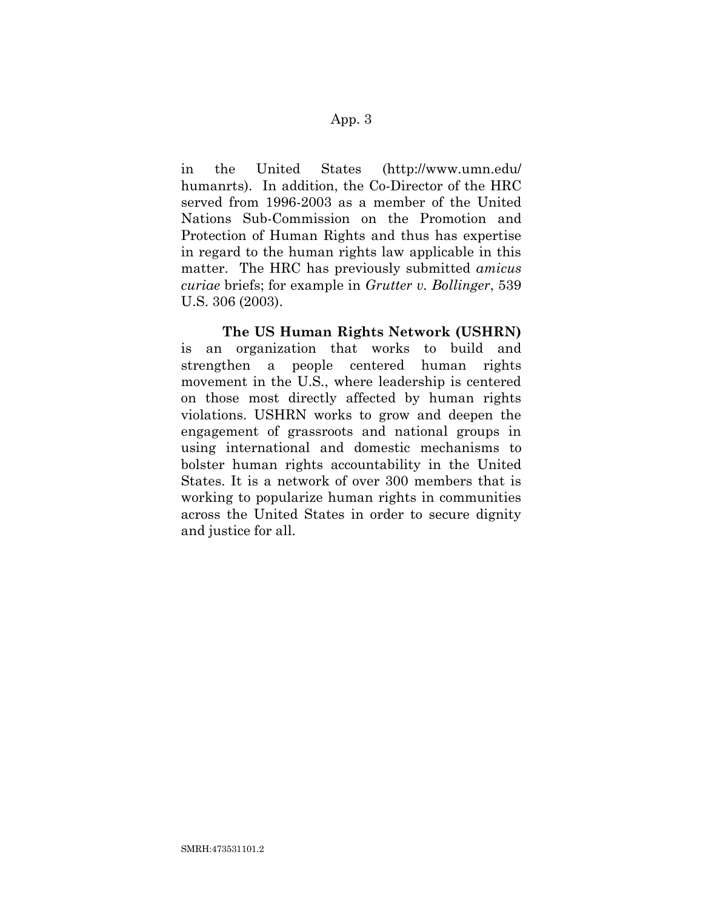in the United States (http://www.umn.edu/ humanrts). In addition, the Co-Director of the HRC served from 1996-2003 as a member of the United Nations Sub-Commission on the Promotion and Protection of Human Rights and thus has expertise in regard to the human rights law applicable in this matter. The HRC has previously submitted *amicus curiae* briefs; for example in *Grutter v. Bollinger*, 539 U.S. 306 (2003).

**The US Human Rights Network (USHRN)** is an organization that works to build and strengthen a people centered human rights movement in the U.S., where leadership is centered on those most directly affected by human rights violations. USHRN works to grow and deepen the engagement of grassroots and national groups in using international and domestic mechanisms to bolster human rights accountability in the United States. It is a network of over 300 members that is working to popularize human rights in communities across the United States in order to secure dignity and justice for all.

SMRH:473531101.2